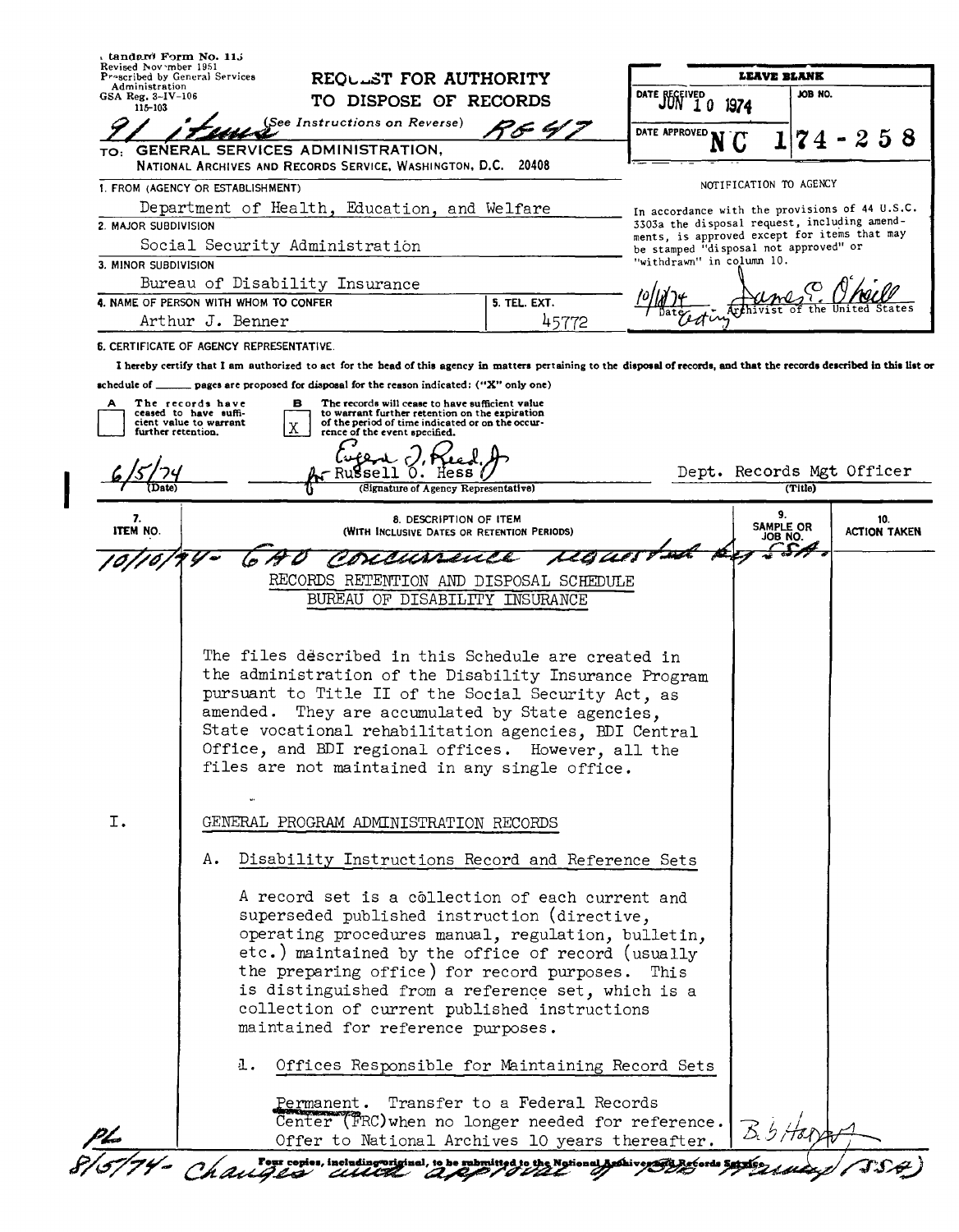Standard Form No. 115
Revised November 1951
Prescribed by General Services Administration
GSA Reg. 3-IV-106
115-103

# REQUEST FOR AUTHORITY TO DISPOSE OF RECORDS

(See Instructions on Reverse)

91 items RG 47

| LEAVE BLANK | |
|---|---|
| DATE RECEIVED JUN 10 1974 | JOB NO. |
| DATE APPROVED | NC 1 74-258 |

TO: GENERAL SERVICES ADMINISTRATION, NATIONAL ARCHIVES AND RECORDS SERVICE, WASHINGTON, D.C. 20408

1. FROM (AGENCY OR ESTABLISHMENT)
Department of Health, Education, and Welfare

2. MAJOR SUBDIVISION
Social Security Administration

3. MINOR SUBDIVISION
Bureau of Disability Insurance

4. NAME OF PERSON WITH WHOM TO CONFER
Arthur J. Benner

5. TEL. EXT.
45772

NOTIFICATION TO AGENCY

In accordance with the provisions of 44 U.S.C. 3303a the disposal request, including amendments, is approved except for items that may be stamped "disposal not approved" or "withdrawn" in column 10.

10/18/74 — James E. O'Neill, Acting Archivist of the United States

6. CERTIFICATE OF AGENCY REPRESENTATIVE.

I hereby certify that I am authorized to act for the head of this agency in matters pertaining to the disposal of records, and that the records described in this list or schedule of ______ pages are proposed for disposal for the reason indicated: ("X" only one)

- [ ] A The records have ceased to have sufficient value to warrant further retention.
- [X] B The records will cease to have sufficient value to warrant further retention on the expiration of the period of time indicated or on the occurrence of the event specified.

6/5/74 (Date) — Eugene J. Reed, Jr. for Russell O. Hess (Signature of Agency Representative) — Dept. Records Mgt Officer (Title)

| 7. ITEM NO. | 8. DESCRIPTION OF ITEM (WITH INCLUSIVE DATES OR RETENTION PERIODS) | 9. SAMPLE OR JOB NO. | 10. ACTION TAKEN |
|---|---|---|---|

10/10/74 - GAO concurrence requested by SSA.

RECORDS RETENTION AND DISPOSAL SCHEDULE
BUREAU OF DISABILITY INSURANCE

The files described in this Schedule are created in the administration of the Disability Insurance Program pursuant to Title II of the Social Security Act, as amended. They are accumulated by State agencies, State vocational rehabilitation agencies, BDI Central Office, and BDI regional offices. However, all the files are not maintained in any single office.

I. GENERAL PROGRAM ADMINISTRATION RECORDS

A. Disability Instructions Record and Reference Sets

A record set is a collection of each current and superseded published instruction (directive, operating procedures manual, regulation, bulletin, etc.) maintained by the office of record (usually the preparing office) for record purposes. This is distinguished from a reference set, which is a collection of current published instructions maintained for reference purposes.

1. Offices Responsible for Maintaining Record Sets

Permanent. Transfer to a Federal Records Center (FRC) when no longer needed for reference. Offer to National Archives 10 years thereafter. — B. S. Harvey

PL 8/5/74 - Changes made with approval of Mr. Harvey (SSA)

Four copies, including original, to be submitted to the National Archives and Records Service.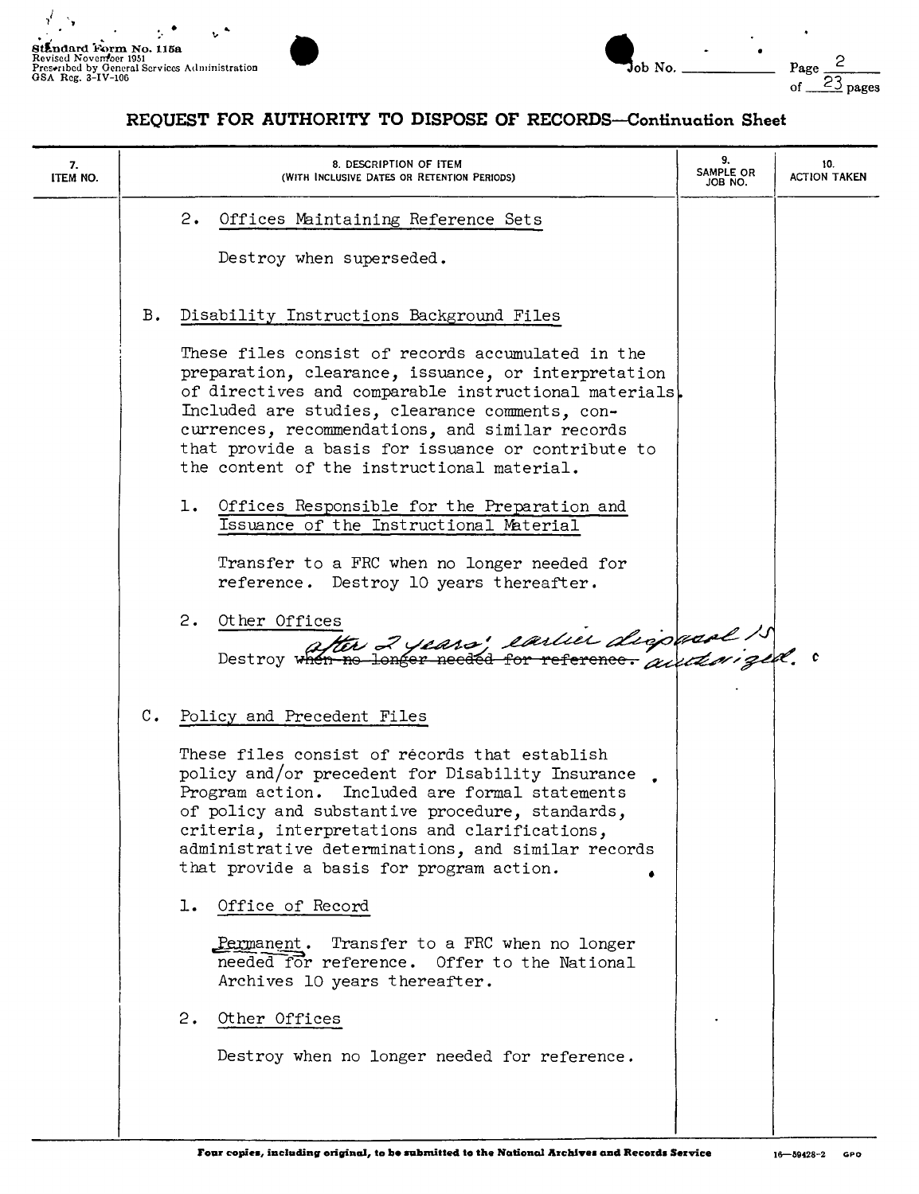Standard Form No. 115a
Revised November 1951
Prescribed by General Services Administration
GSA Reg. 3-IV-106

Job No. ______ Page 2 of 23 pages

# REQUEST FOR AUTHORITY TO DISPOSE OF RECORDS—Continuation Sheet

| 7. ITEM NO. | 8. DESCRIPTION OF ITEM (WITH INCLUSIVE DATES OR RETENTION PERIODS) | 9. SAMPLE OR JOB NO. | 10. ACTION TAKEN |
|---|---|---|---|
| | 2. Offices Maintaining Reference Sets<br><br>Destroy when superseded.<br><br>B. Disability Instructions Background Files<br><br>These files consist of records accumulated in the preparation, clearance, issuance, or interpretation of directives and comparable instructional materials. Included are studies, clearance comments, concurrences, recommendations, and similar records that provide a basis for issuance or contribute to the content of the instructional material.<br><br>1. Offices Responsible for the Preparation and Issuance of the Instructional Material<br><br>Transfer to a FRC when no longer needed for reference. Destroy 10 years thereafter.<br><br>2. Other Offices<br><br>Destroy ~~when no longer needed for reference.~~ after 2 years; earlier disposal is authorized.<br><br>C. Policy and Precedent Files<br><br>These files consist of records that establish policy and/or precedent for Disability Insurance Program action. Included are formal statements of policy and substantive procedure, standards, criteria, interpretations and clarifications, administrative determinations, and similar records that provide a basis for program action.<br><br>1. Office of Record<br><br>Permanent. Transfer to a FRC when no longer needed for reference. Offer to the National Archives 10 years thereafter.<br><br>2. Other Offices<br><br>Destroy when no longer needed for reference. | | |

Four copies, including original, to be submitted to the National Archives and Records Service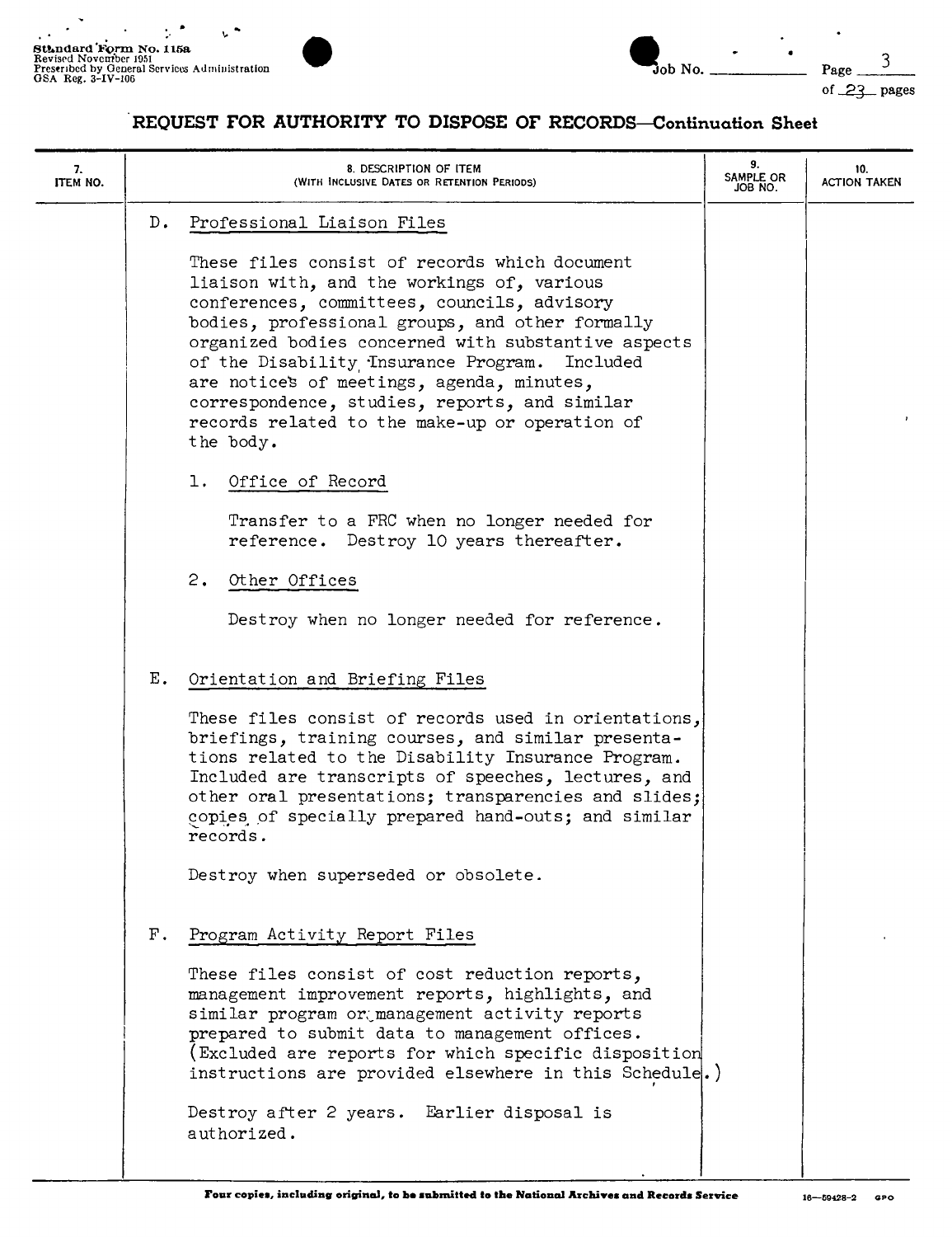Standard Form No. 115a
Revised November 1951
Prescribed by General Services Administration
GSA Reg. 3-IV-106

Job No. ______ Page 3 of 23 pages

## REQUEST FOR AUTHORITY TO DISPOSE OF RECORDS—Continuation Sheet

| 7. ITEM NO. | 8. DESCRIPTION OF ITEM (WITH INCLUSIVE DATES OR RETENTION PERIODS) | 9. SAMPLE OR JOB NO. | 10. ACTION TAKEN |
|---|---|---|---|
| | D. Professional Liaison Files<br><br>These files consist of records which document liaison with, and the workings of, various conferences, committees, councils, advisory bodies, professional groups, and other formally organized bodies concerned with substantive aspects of the Disability Insurance Program. Included are notices of meetings, agenda, minutes, correspondence, studies, reports, and similar records related to the make-up or operation of the body.<br><br>1. Office of Record<br><br>Transfer to a FRC when no longer needed for reference. Destroy 10 years thereafter.<br><br>2. Other Offices<br><br>Destroy when no longer needed for reference. | | |
| | E. Orientation and Briefing Files<br><br>These files consist of records used in orientations, briefings, training courses, and similar presentations related to the Disability Insurance Program. Included are transcripts of speeches, lectures, and other oral presentations; transparencies and slides; copies of specially prepared hand-outs; and similar records.<br><br>Destroy when superseded or obsolete. | | |
| | F. Program Activity Report Files<br><br>These files consist of cost reduction reports, management improvement reports, highlights, and similar program or management activity reports prepared to submit data to management offices. (Excluded are reports for which specific disposition instructions are provided elsewhere in this Schedule.)<br><br>Destroy after 2 years. Earlier disposal is authorized. | | |

Four copies, including original, to be submitted to the National Archives and Records Service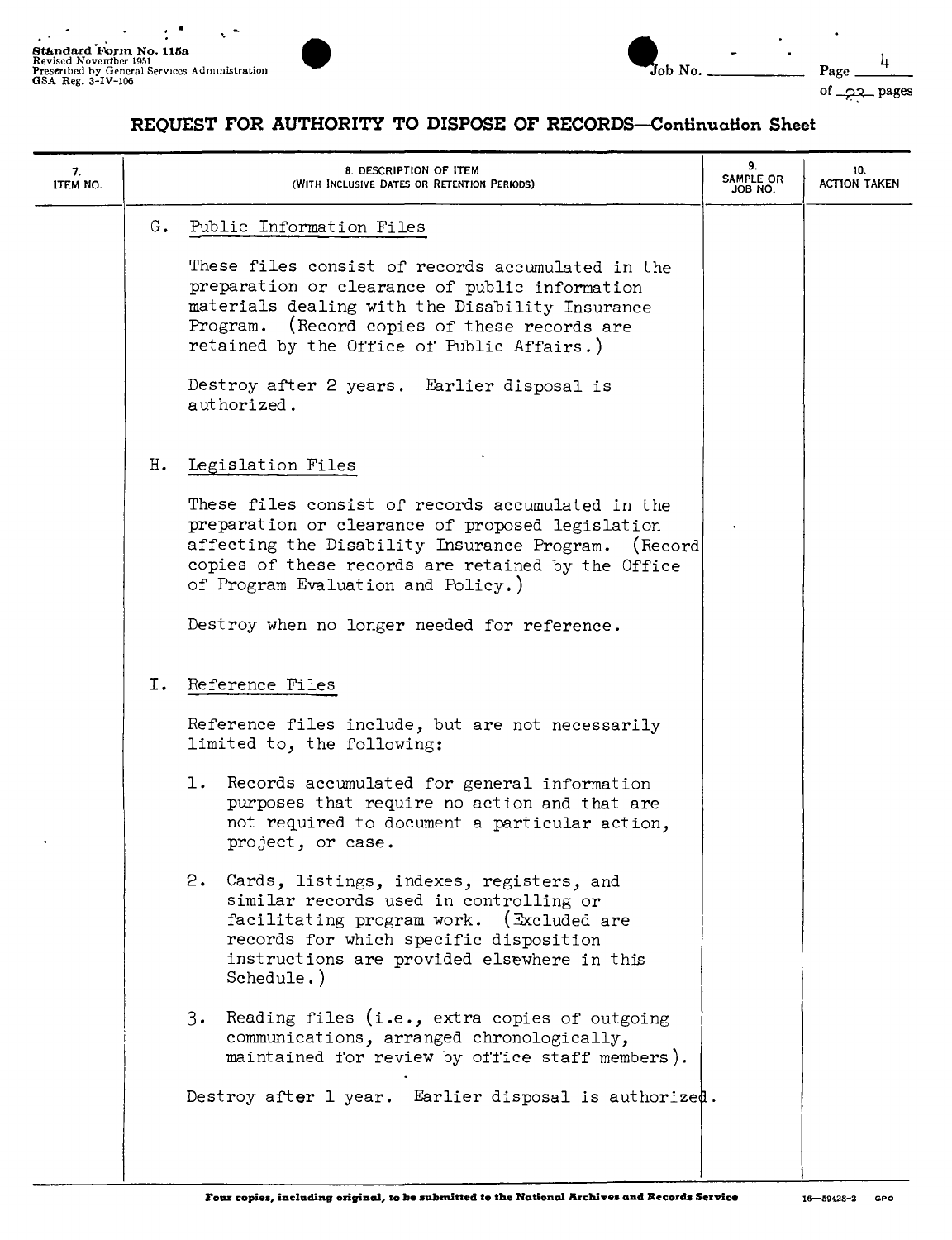## REQUEST FOR AUTHORITY TO DISPOSE OF RECORDS—Continuation Sheet

| 7. ITEM NO. | 8. DESCRIPTION OF ITEM (WITH INCLUSIVE DATES OR RETENTION PERIODS) | 9. SAMPLE OR JOB NO. | 10. ACTION TAKEN |
|---|---|---|---|

G. Public Information Files

These files consist of records accumulated in the preparation or clearance of public information materials dealing with the Disability Insurance Program. (Record copies of these records are retained by the Office of Public Affairs.)

Destroy after 2 years. Earlier disposal is authorized.

H. Legislation Files

These files consist of records accumulated in the preparation or clearance of proposed legislation affecting the Disability Insurance Program. (Record copies of these records are retained by the Office of Program Evaluation and Policy.)

Destroy when no longer needed for reference.

I. Reference Files

Reference files include, but are not necessarily limited to, the following:

1. Records accumulated for general information purposes that require no action and that are not required to document a particular action, project, or case.

2. Cards, listings, indexes, registers, and similar records used in controlling or facilitating program work. (Excluded are records for which specific disposition instructions are provided elsewhere in this Schedule.)

3. Reading files (i.e., extra copies of outgoing communications, arranged chronologically, maintained for review by office staff members).

Destroy after 1 year. Earlier disposal is authorized.

**Four copies, including original, to be submitted to the National Archives and Records Service**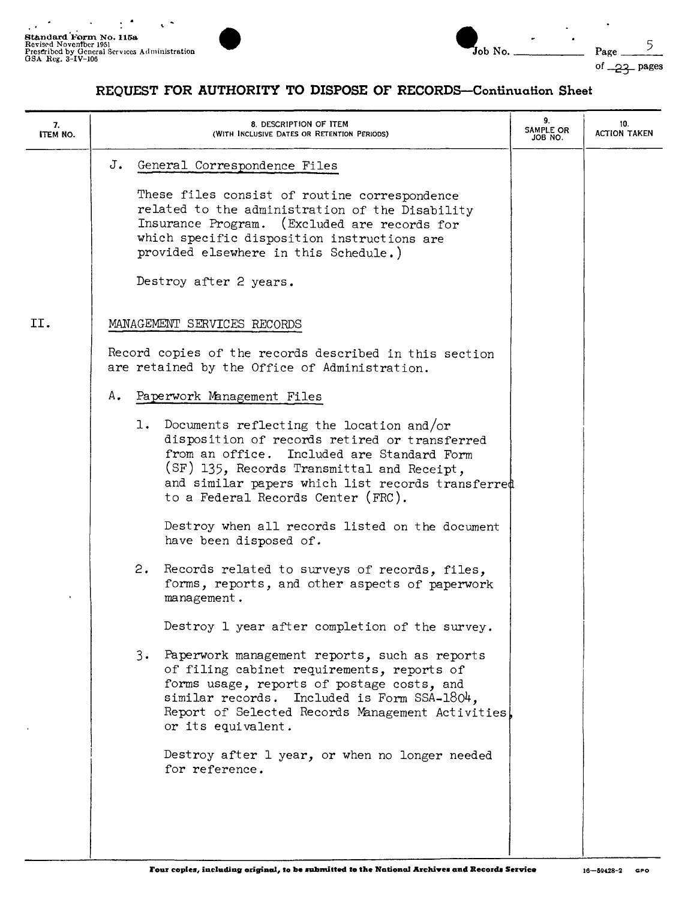## REQUEST FOR AUTHORITY TO DISPOSE OF RECORDS—Continuation Sheet

| 7. ITEM NO. | 8. DESCRIPTION OF ITEM (WITH INCLUSIVE DATES OR RETENTION PERIODS) | 9. SAMPLE OR JOB NO. | 10. ACTION TAKEN |
|---|---|---|---|

J. General Correspondence Files

These files consist of routine correspondence related to the administration of the Disability Insurance Program. (Excluded are records for which specific disposition instructions are provided elsewhere in this Schedule.)

Destroy after 2 years.

II. MANAGEMENT SERVICES RECORDS

Record copies of the records described in this section are retained by the Office of Administration.

A. Paperwork Management Files

1. Documents reflecting the location and/or disposition of records retired or transferred from an office. Included are Standard Form (SF) 135, Records Transmittal and Receipt, and similar papers which list records transferred to a Federal Records Center (FRC).

   Destroy when all records listed on the document have been disposed of.

2. Records related to surveys of records, files, forms, reports, and other aspects of paperwork management.

   Destroy 1 year after completion of the survey.

3. Paperwork management reports, such as reports of filing cabinet requirements, reports of forms usage, reports of postage costs, and similar records. Included is Form SSA-1804, Report of Selected Records Management Activities, or its equivalent.

   Destroy after 1 year, or when no longer needed for reference.

Four copies, including original, to be submitted to the National Archives and Records Service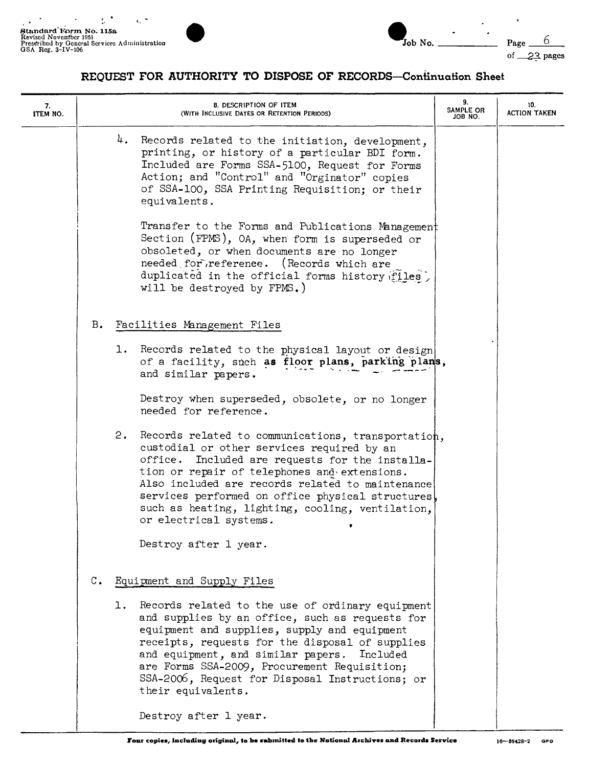## REQUEST FOR AUTHORITY TO DISPOSE OF RECORDS—Continuation Sheet

| 7. ITEM NO. | 8. DESCRIPTION OF ITEM (WITH INCLUSIVE DATES OR RETENTION PERIODS) | 9. SAMPLE OR JOB NO. | 10. ACTION TAKEN |
|---|---|---|---|

4. Records related to the initiation, development, printing, or history of a particular BDI form. Included are Forms SSA-5100, Request for Forms Action; and "Control" and "Orginator" copies of SSA-100, SSA Printing Requisition; or their equivalents.

   Transfer to the Forms and Publications Management Section (FPMS), OA, when form is superseded or obsoleted, or when documents are no longer needed for reference. (Records which are duplicated in the official forms history files will be destroyed by FPMS.)

B. Facilities Management Files

1. Records related to the physical layout or design of a facility, such as floor plans, parking plans, and similar papers.

   Destroy when superseded, obsolete, or no longer needed for reference.

2. Records related to communications, transportation, custodial or other services required by an office. Included are requests for the installation or repair of telephones and extensions. Also included are records related to maintenance services performed on office physical structures, such as heating, lighting, cooling, ventilation, or electrical systems.

   Destroy after 1 year.

C. Equipment and Supply Files

1. Records related to the use of ordinary equipment and supplies by an office, such as requests for equipment and supplies, supply and equipment receipts, requests for the disposal of supplies and equipment, and similar papers. Included are Forms SSA-2009, Procurement Requisition; SSA-2006, Request for Disposal Instructions; or their equivalents.

   Destroy after 1 year.

**Four copies, including original, to be submitted to the National Archives and Records Service**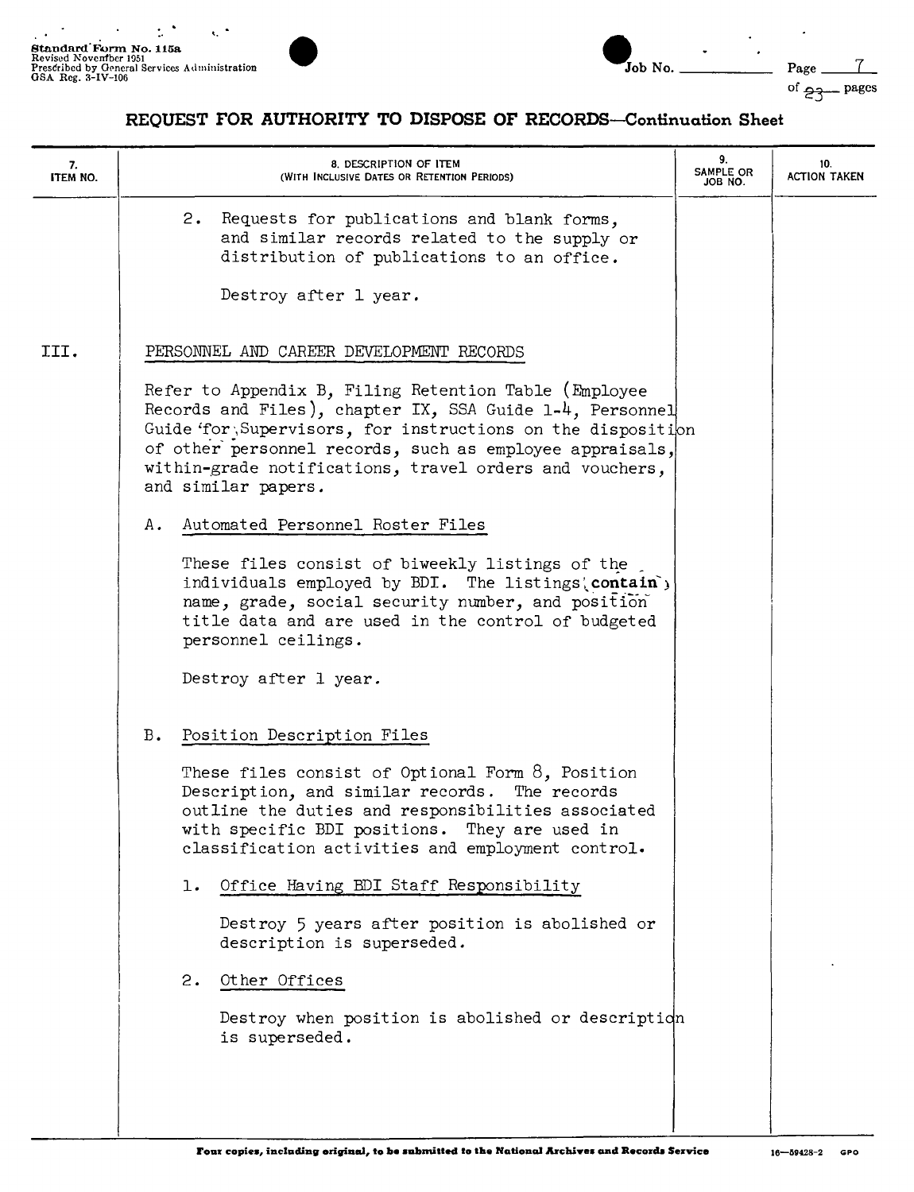## REQUEST FOR AUTHORITY TO DISPOSE OF RECORDS—Continuation Sheet

| 7. ITEM NO. | 8. DESCRIPTION OF ITEM (WITH INCLUSIVE DATES OR RETENTION PERIODS) | 9. SAMPLE OR JOB NO. | 10. ACTION TAKEN |
|---|---|---|---|

2. Requests for publications and blank forms, and similar records related to the supply or distribution of publications to an office.

   Destroy after 1 year.

III. PERSONNEL AND CAREER DEVELOPMENT RECORDS

Refer to Appendix B, Filing Retention Table (Employee Records and Files), chapter IX, SSA Guide 1-4, Personnel Guide for Supervisors, for instructions on the disposition of other personnel records, such as employee appraisals, within-grade notifications, travel orders and vouchers, and similar papers.

A. Automated Personnel Roster Files

   These files consist of biweekly listings of the individuals employed by BDI. The listings contain name, grade, social security number, and position title data and are used in the control of budgeted personnel ceilings.

   Destroy after 1 year.

B. Position Description Files

   These files consist of Optional Form 8, Position Description, and similar records. The records outline the duties and responsibilities associated with specific BDI positions. They are used in classification activities and employment control.

   1. Office Having BDI Staff Responsibility

      Destroy 5 years after position is abolished or description is superseded.

   2. Other Offices

      Destroy when position is abolished or description is superseded.

Four copies, including original, to be submitted to the National Archives and Records Service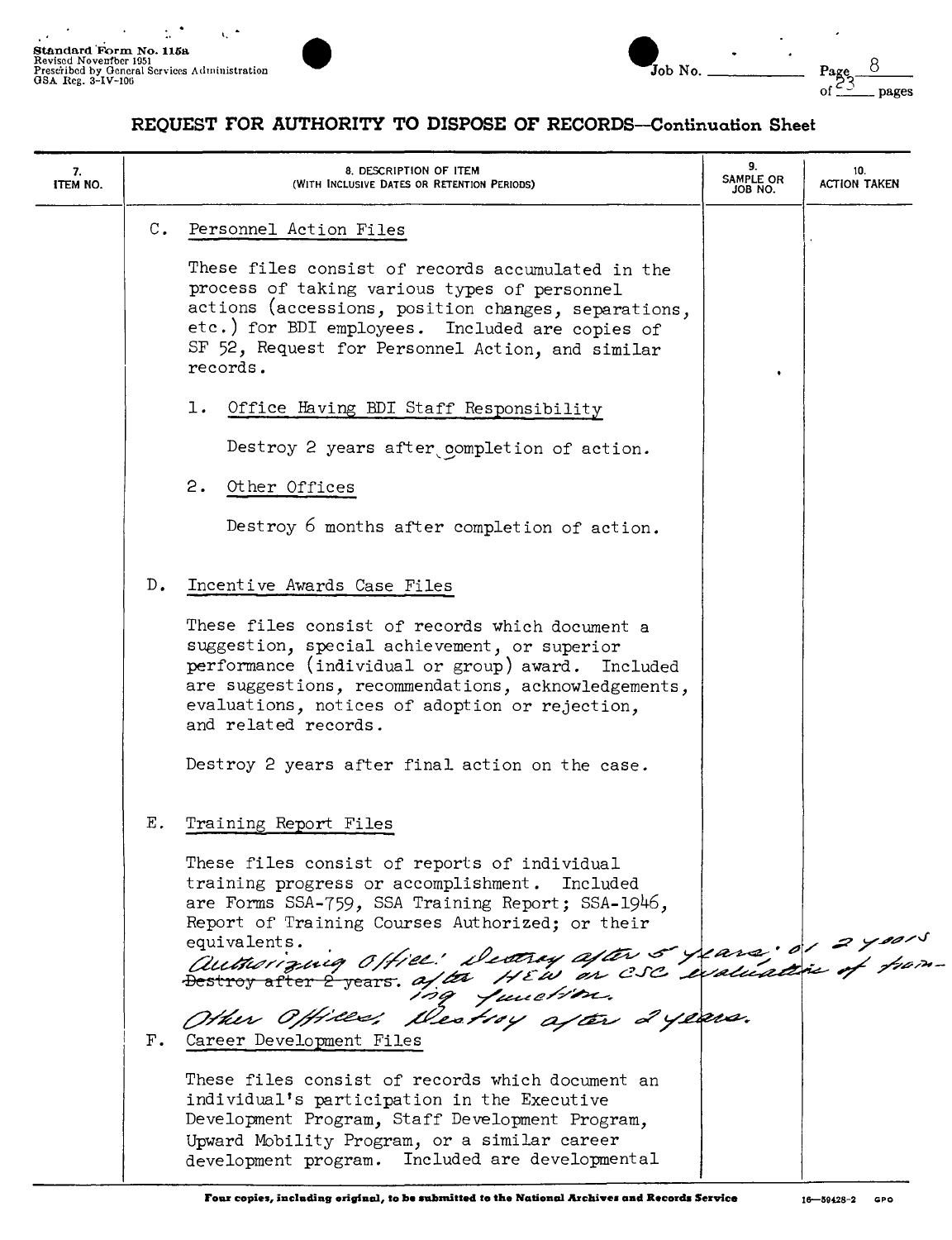Standard Form No. 115a
Revised November 1951
Prescribed by General Services Administration
GSA Reg. 3-IV-106

Job No. ______ Page 8 of 23 pages

# REQUEST FOR AUTHORITY TO DISPOSE OF RECORDS—Continuation Sheet

| 7. ITEM NO. | 8. DESCRIPTION OF ITEM (WITH INCLUSIVE DATES OR RETENTION PERIODS) | 9. SAMPLE OR JOB NO. | 10. ACTION TAKEN |
|---|---|---|---|

C. Personnel Action Files

These files consist of records accumulated in the process of taking various types of personnel actions (accessions, position changes, separations, etc.) for BDI employees. Included are copies of SF 52, Request for Personnel Action, and similar records.

1. Office Having BDI Staff Responsibility

   Destroy 2 years after completion of action.

2. Other Offices

   Destroy 6 months after completion of action.

D. Incentive Awards Case Files

These files consist of records which document a suggestion, special achievement, or superior performance (individual or group) award. Included are suggestions, recommendations, acknowledgements, evaluations, notices of adoption or rejection, and related records.

Destroy 2 years after final action on the case.

E. Training Report Files

These files consist of reports of individual training progress or accomplishment. Included are Forms SSA-759, SSA Training Report; SSA-1946, Report of Training Courses Authorized; or their equivalents.

~~Destroy after 2 years.~~ *Authorizing Office: Destroy after 5 years; or 2 years after HEW or CSC evaluation of training function.*

*Other Offices: Destroy after 2 years.*

F. Career Development Files

These files consist of records which document an individual's participation in the Executive Development Program, Staff Development Program, Upward Mobility Program, or a similar career development program. Included are developmental

Four copies, including original, to be submitted to the National Archives and Records Service

16—59428-2 GPO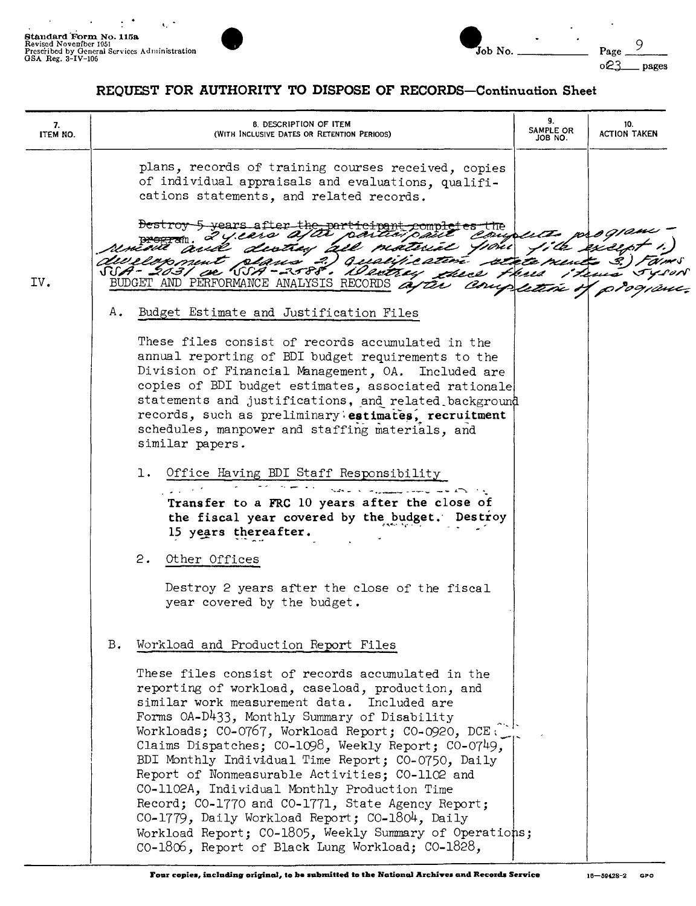# REQUEST FOR AUTHORITY TO DISPOSE OF RECORDS—Continuation Sheet

| 7. ITEM NO. | 8. DESCRIPTION OF ITEM (WITH INCLUSIVE DATES OR RETENTION PERIODS) | 9. SAMPLE OR JOB NO. | 10. ACTION TAKEN |
|---|---|---|---|
| | plans, records of training courses received, copies of individual appraisals and evaluations, qualifications statements, and related records. | | |
| | ~~Destroy 5 years after the participant completes the program.~~ 2 years after participant completes program - remove and destroy all material from file except 1.) development plans 2.) qualification statements 3.) Forms SSA-2031 or SSA-2588. Destroy these three items 5 years after completion of program. | | |
| IV. | BUDGET AND PERFORMANCE ANALYSIS RECORDS | | |
| | A. Budget Estimate and Justification Files | | |
| | These files consist of records accumulated in the annual reporting of BDI budget requirements to the Division of Financial Management, OA. Included are copies of BDI budget estimates, associated rationale statements and justifications, and related background records, such as preliminary estimates, recruitment schedules, manpower and staffing materials, and similar papers. | | |
| | 1. Office Having BDI Staff Responsibility | | |
| | **Transfer to a FRC 10 years after the close of the fiscal year covered by the budget. Destroy 15 years thereafter.** | | |
| | 2. Other Offices | | |
| | Destroy 2 years after the close of the fiscal year covered by the budget. | | |
| | B. Workload and Production Report Files | | |
| | These files consist of records accumulated in the reporting of workload, caseload, production, and similar work measurement data. Included are Forms OA-D433, Monthly Summary of Disability Workloads; CO-0767, Workload Report; CO-0920, DCE Claims Dispatches; CO-1098, Weekly Report; CO-0749, BDI Monthly Individual Time Report; CO-0750, Daily Report of Nonmeasurable Activities; CO-1102 and CO-1102A, Individual Monthly Production Time Record; CO-1770 and CO-1771, State Agency Report; CO-1779, Daily Workload Report; CO-1804, Daily Workload Report; CO-1805, Weekly Summary of Operations; CO-1806, Report of Black Lung Workload; CO-1828, | | |

Four copies, including original, to be submitted to the National Archives and Records Service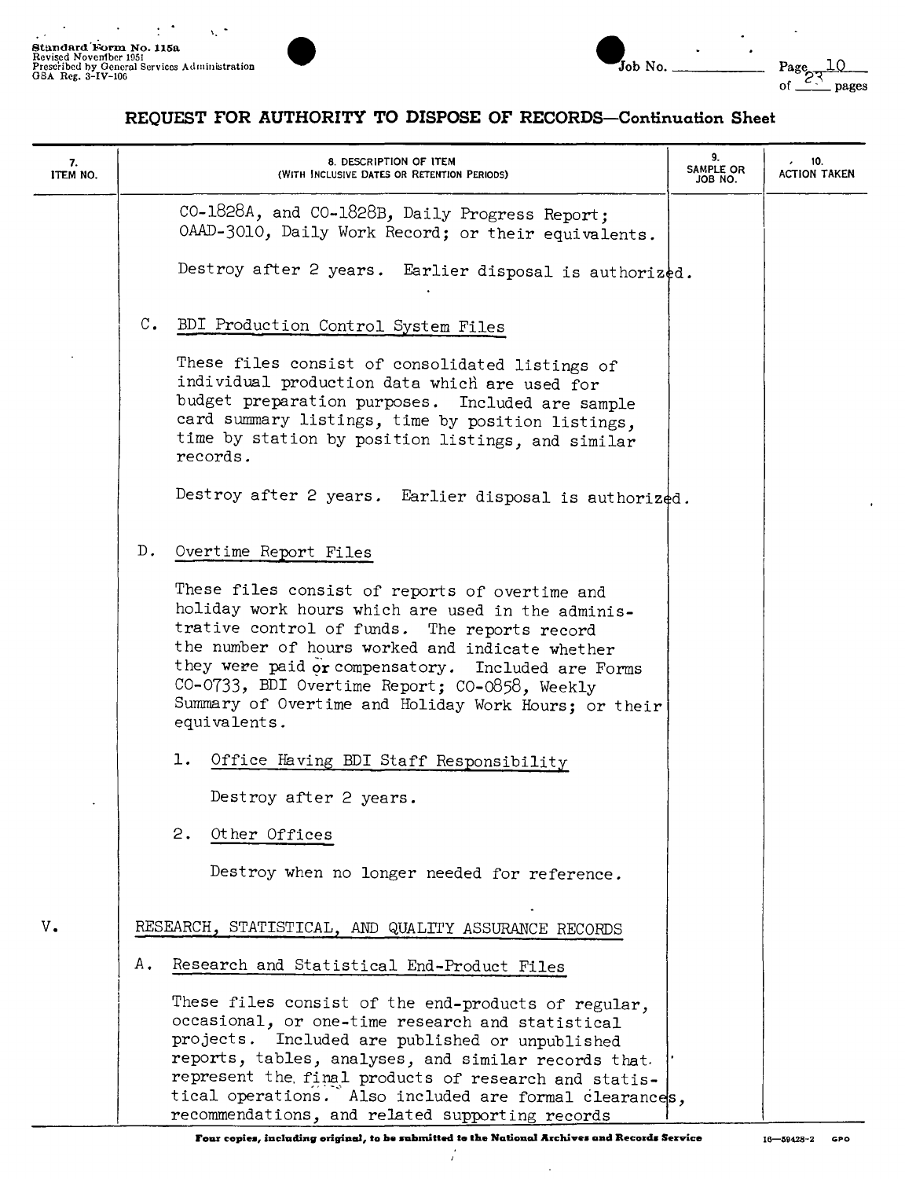## REQUEST FOR AUTHORITY TO DISPOSE OF RECORDS—Continuation Sheet

| 7. ITEM NO. | 8. DESCRIPTION OF ITEM (WITH INCLUSIVE DATES OR RETENTION PERIODS) | 9. SAMPLE OR JOB NO. | 10. ACTION TAKEN |
|---|---|---|---|

CO-1828A, and CO-1828B, Daily Progress Report; OAAD-3010, Daily Work Record; or their equivalents.

Destroy after 2 years. Earlier disposal is authorized.

C. BDI Production Control System Files

These files consist of consolidated listings of individual production data which are used for budget preparation purposes. Included are sample card summary listings, time by position listings, time by station by position listings, and similar records.

Destroy after 2 years. Earlier disposal is authorized.

D. Overtime Report Files

These files consist of reports of overtime and holiday work hours which are used in the administrative control of funds. The reports record the number of hours worked and indicate whether they were paid or compensatory. Included are Forms CO-0733, BDI Overtime Report; CO-0858, Weekly Summary of Overtime and Holiday Work Hours; or their equivalents.

1. Office Having BDI Staff Responsibility

   Destroy after 2 years.

2. Other Offices

   Destroy when no longer needed for reference.

V. RESEARCH, STATISTICAL, AND QUALITY ASSURANCE RECORDS

A. Research and Statistical End-Product Files

These files consist of the end-products of regular, occasional, or one-time research and statistical projects. Included are published or unpublished reports, tables, analyses, and similar records that represent the final products of research and statistical operations. Also included are formal clearances, recommendations, and related supporting records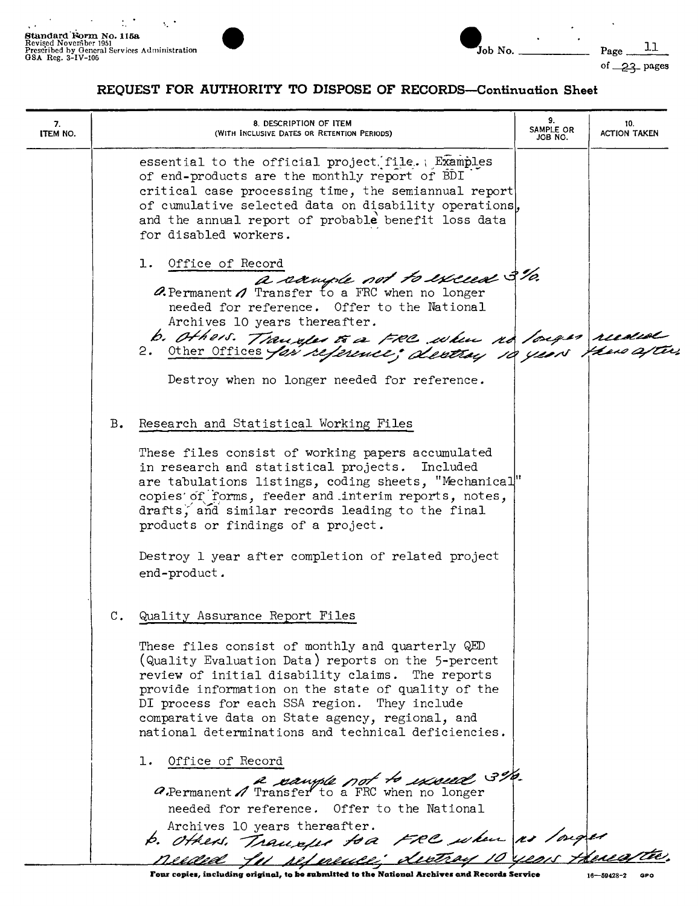## REQUEST FOR AUTHORITY TO DISPOSE OF RECORDS—Continuation Sheet

| 7. ITEM NO. | 8. DESCRIPTION OF ITEM (WITH INCLUSIVE DATES OR RETENTION PERIODS) | 9. SAMPLE OR JOB NO. | 10. ACTION TAKEN |
|---|---|---|---|
| | essential to the official project file. Examples of end-products are the monthly report of BDI critical case processing time, the semiannual report of cumulative selected data on disability operations, and the annual report of probable benefit loss data for disabled workers. | | |
| | 1. Office of Record<br>a. Permanent a sample not to exceed 3%. Transfer to a FRC when no longer needed for reference. Offer to the National Archives 10 years thereafter.<br>b. Others. Transfer to a FRC when no longer needed for reference; destroy 10 years thereafter. | | |
| | 2. Other Offices<br>Destroy when no longer needed for reference. | | |
| | B. Research and Statistical Working Files<br>These files consist of working papers accumulated in research and statistical projects. Included are tabulations listings, coding sheets, "Mechanical" copies of forms, feeder and interim reports, notes, drafts, and similar records leading to the final products or findings of a project.<br>Destroy 1 year after completion of related project end-product. | | |
| | C. Quality Assurance Report Files<br>These files consist of monthly and quarterly QED (Quality Evaluation Data) reports on the 5-percent review of initial disability claims. The reports provide information on the state of quality of the DI process for each SSA region. They include comparative data on State agency, regional, and national determinations and technical deficiencies. | | |
| | 1. Office of Record<br>a. Permanent a sample not to exceed 3%. Transfer to a FRC when no longer needed for reference. Offer to the National Archives 10 years thereafter.<br>b. Others. Transfer to a FRC when no longer needed for reference; destroy 10 years thereafter. | | |

Four copies, including original, to be submitted to the National Archives and Records Service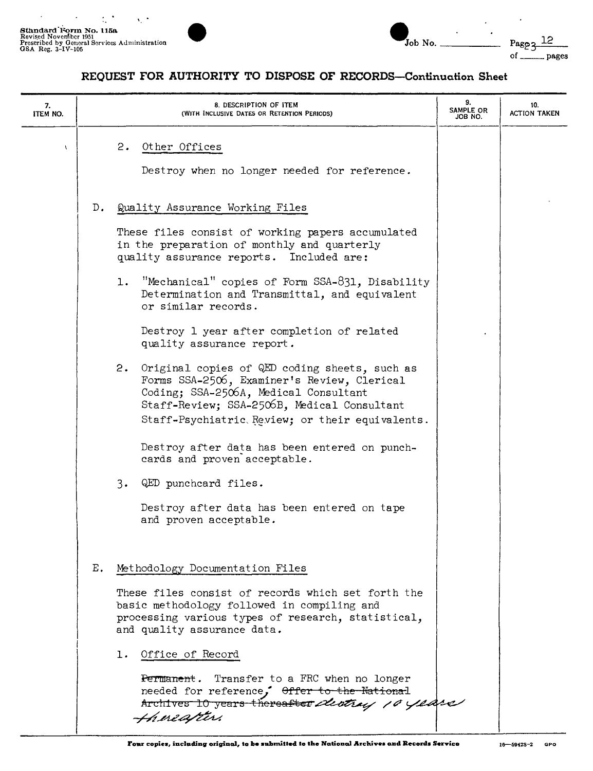Standard Form No. 115a
Revised November 1951
Prescribed by General Services Administration
GSA Reg. 3-IV-106

Job No. ______ Page 12 of ______ pages

## REQUEST FOR AUTHORITY TO DISPOSE OF RECORDS—Continuation Sheet

| 7. ITEM NO. | 8. DESCRIPTION OF ITEM (WITH INCLUSIVE DATES OR RETENTION PERIODS) | 9. SAMPLE OR JOB NO. | 10. ACTION TAKEN |
|---|---|---|---|
| | 2. Other Offices<br><br>Destroy when no longer needed for reference.<br><br>D. Quality Assurance Working Files<br><br>These files consist of working papers accumulated in the preparation of monthly and quarterly quality assurance reports. Included are:<br><br>1. "Mechanical" copies of Form SSA-831, Disability Determination and Transmittal, and equivalent or similar records.<br><br>Destroy 1 year after completion of related quality assurance report.<br><br>2. Original copies of QED coding sheets, such as Forms SSA-2506, Examiner's Review, Clerical Coding; SSA-2506A, Medical Consultant Staff-Review; SSA-2506B, Medical Consultant Staff-Psychiatric Review; or their equivalents.<br><br>Destroy after data has been entered on punch-cards and proven acceptable.<br><br>3. QED punchcard files.<br><br>Destroy after data has been entered on tape and proven acceptable.<br><br>E. Methodology Documentation Files<br><br>These files consist of records which set forth the basic methodology followed in compiling and processing various types of research, statistical, and quality assurance data.<br><br>1. Office of Record<br><br>~~Permanent~~. Transfer to a FRC when no longer needed for reference; ~~Offer to the National Archives 10 years thereafter~~ destroy 10 years thereafter. | | |

Four copies, including original, to be submitted to the National Archives and Records Service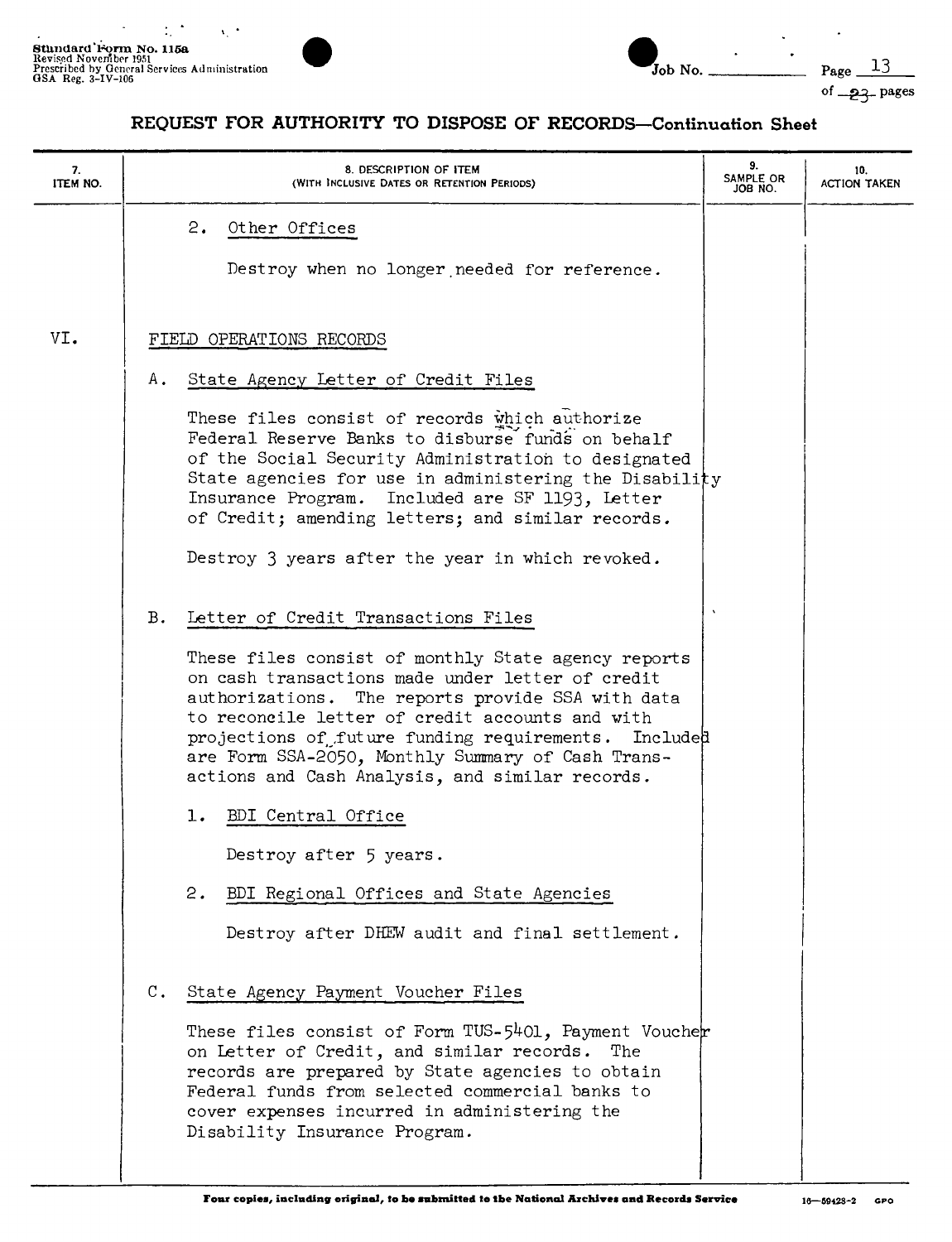## REQUEST FOR AUTHORITY TO DISPOSE OF RECORDS—Continuation Sheet

| 7. ITEM NO. | 8. DESCRIPTION OF ITEM (WITH INCLUSIVE DATES OR RETENTION PERIODS) | 9. SAMPLE OR JOB NO. | 10. ACTION TAKEN |
|---|---|---|---|

2. Other Offices

   Destroy when no longer needed for reference.

VI. FIELD OPERATIONS RECORDS

A. State Agency Letter of Credit Files

   These files consist of records which authorize Federal Reserve Banks to disburse funds on behalf of the Social Security Administration to designated State agencies for use in administering the Disability Insurance Program. Included are SF 1193, Letter of Credit; amending letters; and similar records.

   Destroy 3 years after the year in which revoked.

B. Letter of Credit Transactions Files

   These files consist of monthly State agency reports on cash transactions made under letter of credit authorizations. The reports provide SSA with data to reconcile letter of credit accounts and with projections of future funding requirements. Included are Form SSA-2050, Monthly Summary of Cash Transactions and Cash Analysis, and similar records.

   1. BDI Central Office

      Destroy after 5 years.

   2. BDI Regional Offices and State Agencies

      Destroy after DHEW audit and final settlement.

C. State Agency Payment Voucher Files

   These files consist of Form TUS-5401, Payment Voucher on Letter of Credit, and similar records. The records are prepared by State agencies to obtain Federal funds from selected commercial banks to cover expenses incurred in administering the Disability Insurance Program.

Four copies, including original, to be submitted to the National Archives and Records Service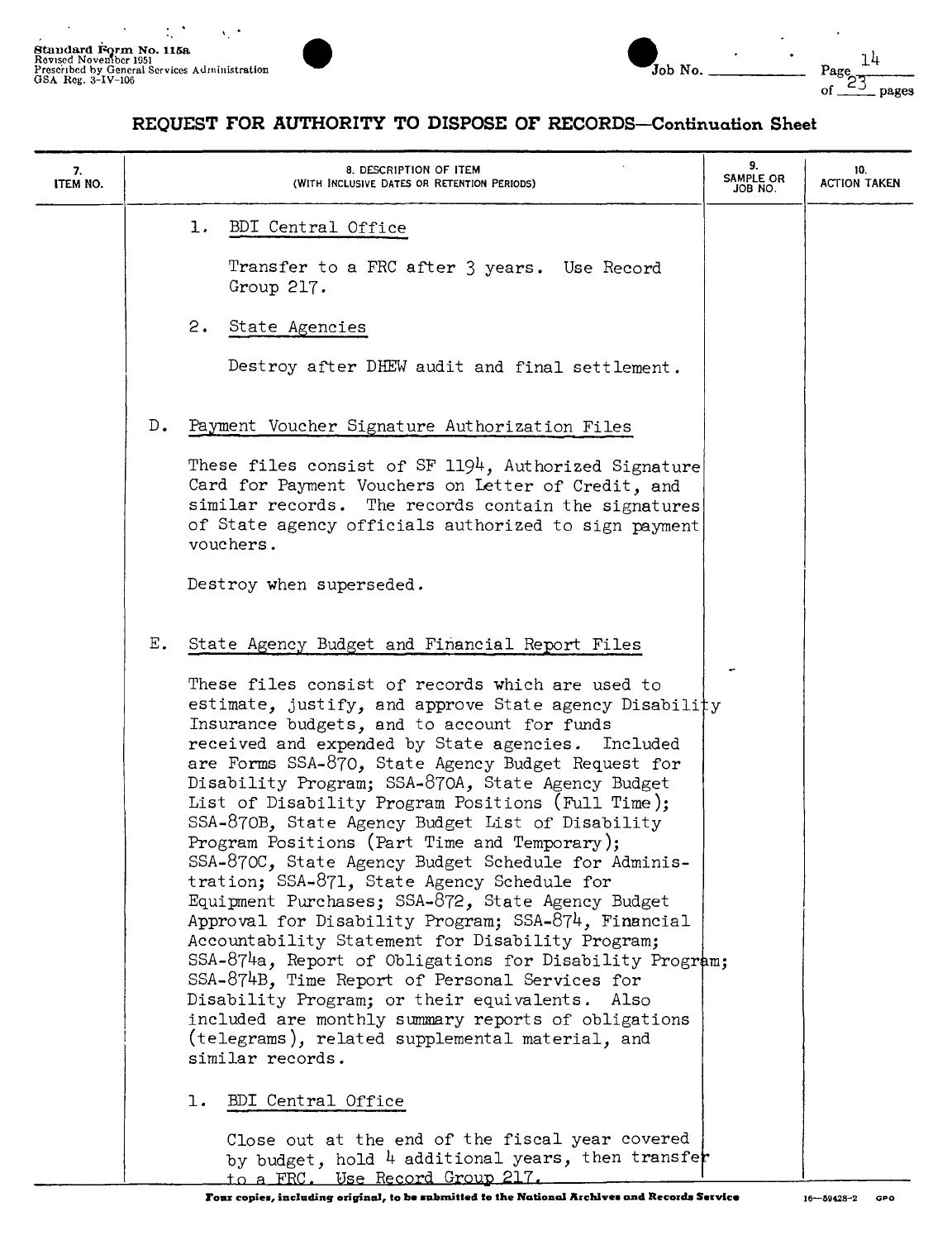## REQUEST FOR AUTHORITY TO DISPOSE OF RECORDS—Continuation Sheet

| 7. ITEM NO. | 8. DESCRIPTION OF ITEM (WITH INCLUSIVE DATES OR RETENTION PERIODS) | 9. SAMPLE OR JOB NO. | 10. ACTION TAKEN |
|---|---|---|---|

1. BDI Central Office

   Transfer to a FRC after 3 years. Use Record Group 217.

2. State Agencies

   Destroy after DHEW audit and final settlement.

D. Payment Voucher Signature Authorization Files

These files consist of SF 1194, Authorized Signature Card for Payment Vouchers on Letter of Credit, and similar records. The records contain the signatures of State agency officials authorized to sign payment vouchers.

Destroy when superseded.

E. State Agency Budget and Financial Report Files

These files consist of records which are used to estimate, justify, and approve State agency Disability Insurance budgets, and to account for funds received and expended by State agencies. Included are Forms SSA-870, State Agency Budget Request for Disability Program; SSA-870A, State Agency Budget List of Disability Program Positions (Full Time); SSA-870B, State Agency Budget List of Disability Program Positions (Part Time and Temporary); SSA-870C, State Agency Budget Schedule for Administration; SSA-871, State Agency Schedule for Equipment Purchases; SSA-872, State Agency Budget Approval for Disability Program; SSA-874, Financial Accountability Statement for Disability Program; SSA-874a, Report of Obligations for Disability Program; SSA-874B, Time Report of Personal Services for Disability Program; or their equivalents. Also included are monthly summary reports of obligations (telegrams), related supplemental material, and similar records.

1. BDI Central Office

   Close out at the end of the fiscal year covered by budget, hold 4 additional years, then transfer to a FRC. Use Record Group 217.

Four copies, including original, to be submitted to the National Archives and Records Service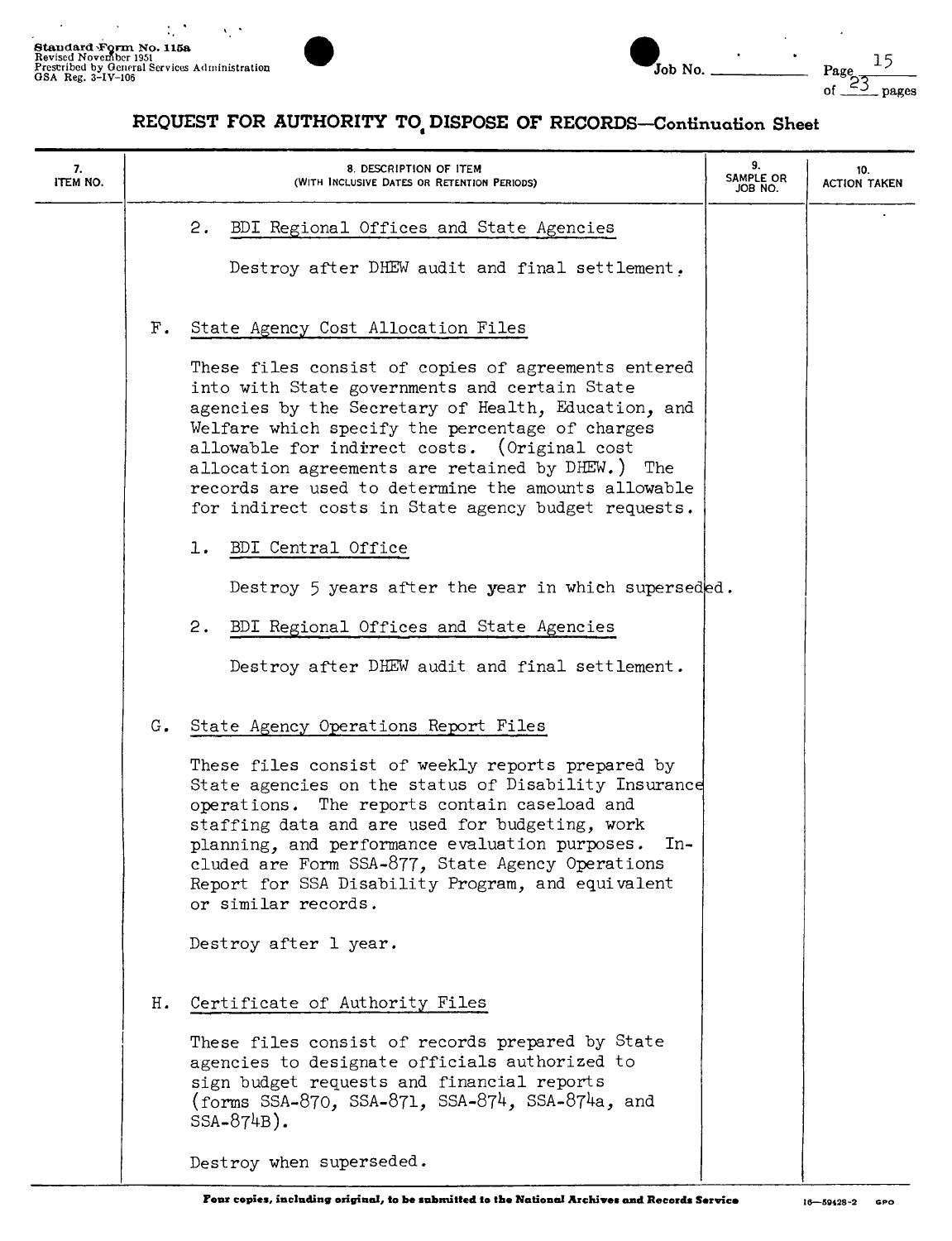## REQUEST FOR AUTHORITY TO DISPOSE OF RECORDS—Continuation Sheet

| 7. ITEM NO. | 8. DESCRIPTION OF ITEM (WITH INCLUSIVE DATES OR RETENTION PERIODS) | 9. SAMPLE OR JOB NO. | 10. ACTION TAKEN |
|---|---|---|---|

2. BDI Regional Offices and State Agencies

   Destroy after DHEW audit and final settlement.

F. State Agency Cost Allocation Files

These files consist of copies of agreements entered into with State governments and certain State agencies by the Secretary of Health, Education, and Welfare which specify the percentage of charges allowable for indirect costs. (Original cost allocation agreements are retained by DHEW.) The records are used to determine the amounts allowable for indirect costs in State agency budget requests.

1. BDI Central Office

   Destroy 5 years after the year in which superseded.

2. BDI Regional Offices and State Agencies

   Destroy after DHEW audit and final settlement.

G. State Agency Operations Report Files

These files consist of weekly reports prepared by State agencies on the status of Disability Insurance operations. The reports contain caseload and staffing data and are used for budgeting, work planning, and performance evaluation purposes. Included are Form SSA-877, State Agency Operations Report for SSA Disability Program, and equivalent or similar records.

Destroy after 1 year.

H. Certificate of Authority Files

These files consist of records prepared by State agencies to designate officials authorized to sign budget requests and financial reports (forms SSA-870, SSA-871, SSA-874, SSA-874a, and SSA-874B).

Destroy when superseded.

Four copies, including original, to be submitted to the National Archives and Records Service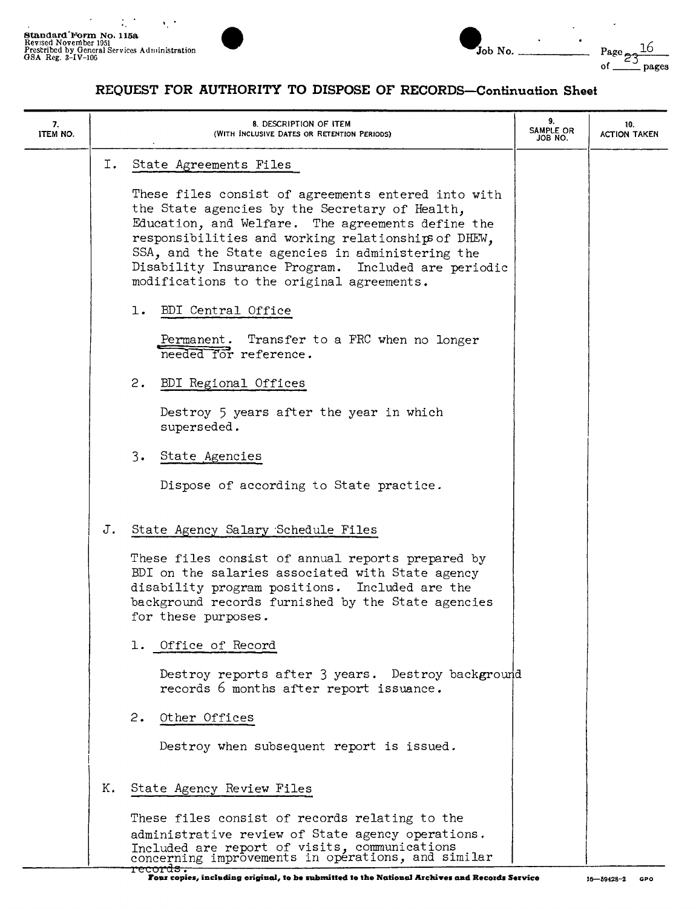## REQUEST FOR AUTHORITY TO DISPOSE OF RECORDS—Continuation Sheet

| 7. ITEM NO. | 8. DESCRIPTION OF ITEM (WITH INCLUSIVE DATES OR RETENTION PERIODS) | 9. SAMPLE OR JOB NO. | 10. ACTION TAKEN |
|---|---|---|---|

I. State Agreements Files

These files consist of agreements entered into with the State agencies by the Secretary of Health, Education, and Welfare. The agreements define the responsibilities and working relationships of DHEW, SSA, and the State agencies in administering the Disability Insurance Program. Included are periodic modifications to the original agreements.

1. BDI Central Office

   Permanent. Transfer to a FRC when no longer needed for reference.

2. BDI Regional Offices

   Destroy 5 years after the year in which superseded.

3. State Agencies

   Dispose of according to State practice.

J. State Agency Salary Schedule Files

These files consist of annual reports prepared by BDI on the salaries associated with State agency disability program positions. Included are the background records furnished by the State agencies for these purposes.

1. Office of Record

   Destroy reports after 3 years. Destroy background records 6 months after report issuance.

2. Other Offices

   Destroy when subsequent report is issued.

K. State Agency Review Files

These files consist of records relating to the administrative review of State agency operations. Included are report of visits, communications concerning improvements in operations, and similar records.

Four copies, including original, to be submitted to the National Archives and Records Service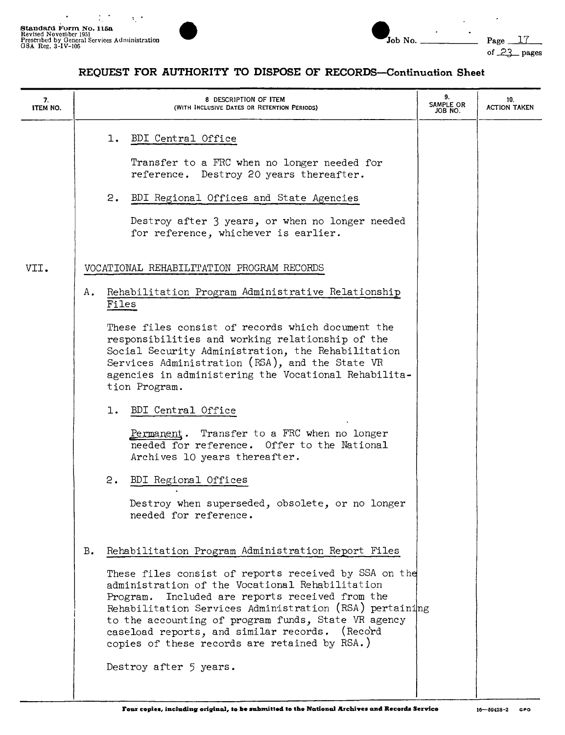# REQUEST FOR AUTHORITY TO DISPOSE OF RECORDS—Continuation Sheet

| 7. ITEM NO. | 8 DESCRIPTION OF ITEM (WITH INCLUSIVE DATES OR RETENTION PERIODS) | 9. SAMPLE OR JOB NO. | 10. ACTION TAKEN |
|---|---|---|---|

1. BDI Central Office

   Transfer to a FRC when no longer needed for reference. Destroy 20 years thereafter.

2. BDI Regional Offices and State Agencies

   Destroy after 3 years, or when no longer needed for reference, whichever is earlier.

VII. VOCATIONAL REHABILITATION PROGRAM RECORDS

A. Rehabilitation Program Administrative Relationship Files

These files consist of records which document the responsibilities and working relationship of the Social Security Administration, the Rehabilitation Services Administration (RSA), and the State VR agencies in administering the Vocational Rehabilitation Program.

1. BDI Central Office

   Permanent. Transfer to a FRC when no longer needed for reference. Offer to the National Archives 10 years thereafter.

2. BDI Regional Offices

   Destroy when superseded, obsolete, or no longer needed for reference.

B. Rehabilitation Program Administration Report Files

These files consist of reports received by SSA on the administration of the Vocational Rehabilitation Program. Included are reports received from the Rehabilitation Services Administration (RSA) pertaining to the accounting of program funds, State VR agency caseload reports, and similar records. (Record copies of these records are retained by RSA.)

Destroy after 5 years.

Four copies, including original, to be submitted to the National Archives and Records Service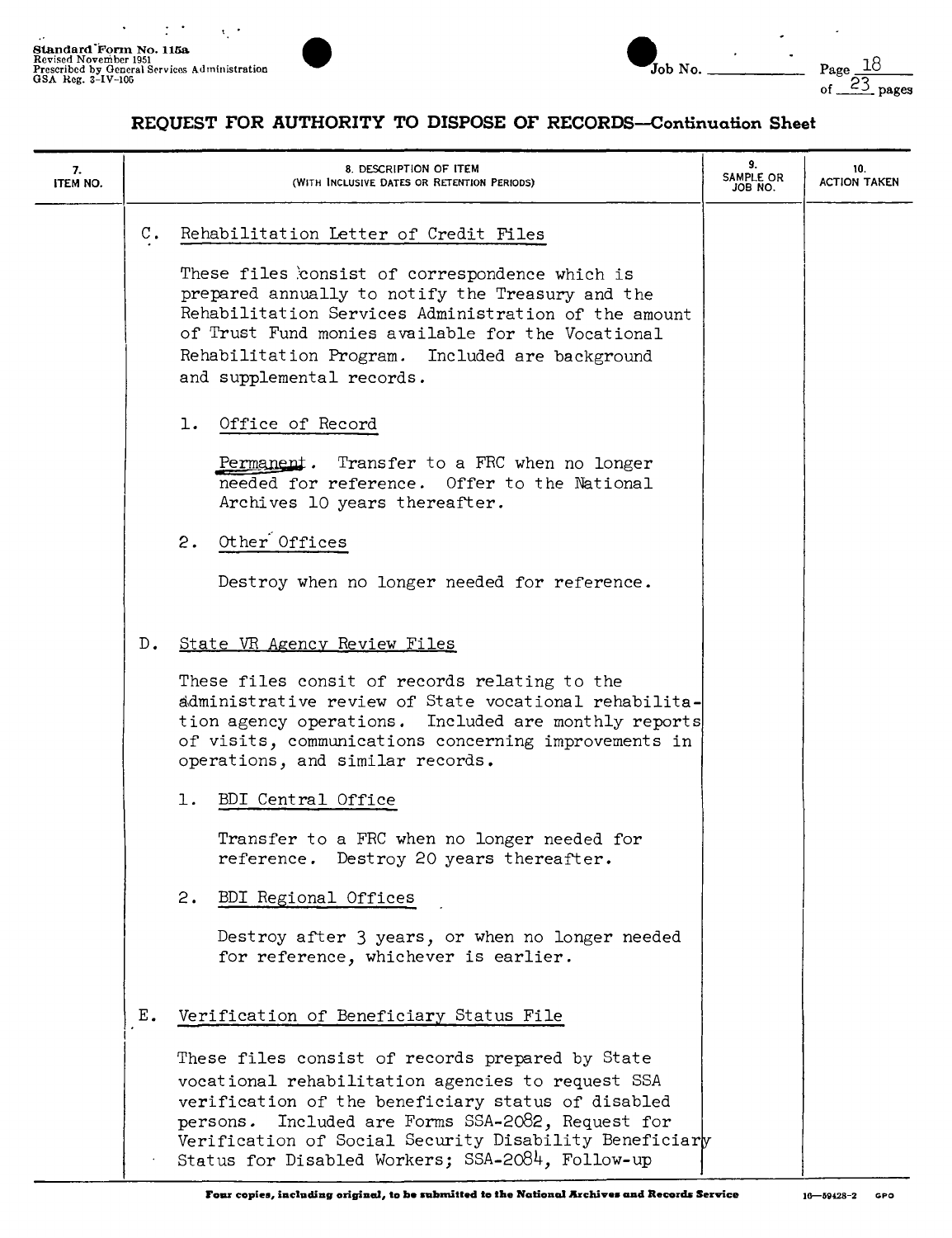## REQUEST FOR AUTHORITY TO DISPOSE OF RECORDS—Continuation Sheet

| 7. ITEM NO. | 8. DESCRIPTION OF ITEM (WITH INCLUSIVE DATES OR RETENTION PERIODS) | 9. SAMPLE OR JOB NO. | 10. ACTION TAKEN |
|---|---|---|---|

C. Rehabilitation Letter of Credit Files

These files consist of correspondence which is prepared annually to notify the Treasury and the Rehabilitation Services Administration of the amount of Trust Fund monies available for the Vocational Rehabilitation Program. Included are background and supplemental records.

1. Office of Record

   Permanent. Transfer to a FRC when no longer needed for reference. Offer to the National Archives 10 years thereafter.

2. Other Offices

   Destroy when no longer needed for reference.

D. State VR Agency Review Files

These files consit of records relating to the administrative review of State vocational rehabilitation agency operations. Included are monthly reports of visits, communications concerning improvements in operations, and similar records.

1. BDI Central Office

   Transfer to a FRC when no longer needed for reference. Destroy 20 years thereafter.

2. BDI Regional Offices

   Destroy after 3 years, or when no longer needed for reference, whichever is earlier.

E. Verification of Beneficiary Status File

These files consist of records prepared by State vocational rehabilitation agencies to request SSA verification of the beneficiary status of disabled persons. Included are Forms SSA-2082, Request for Verification of Social Security Disability Beneficiary Status for Disabled Workers; SSA-2084, Follow-up

Four copies, including original, to be submitted to the National Archives and Records Service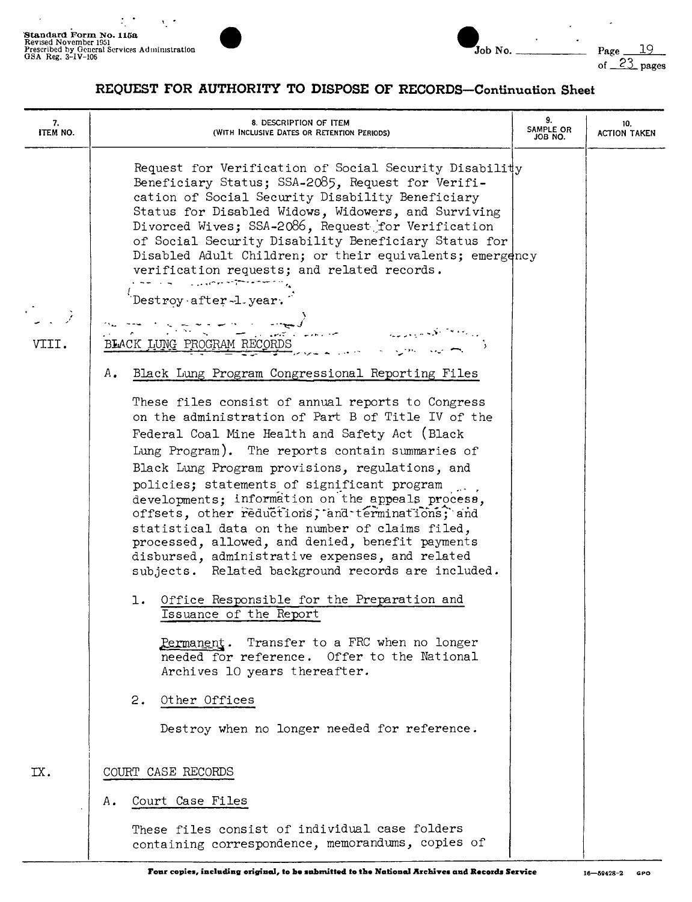## REQUEST FOR AUTHORITY TO DISPOSE OF RECORDS—Continuation Sheet

| 7. ITEM NO. | 8. DESCRIPTION OF ITEM (WITH INCLUSIVE DATES OR RETENTION PERIODS) | 9. SAMPLE OR JOB NO. | 10. ACTION TAKEN |
|---|---|---|---|

Request for Verification of Social Security Disability Beneficiary Status; SSA-2085, Request for Verification of Social Security Disability Beneficiary Status for Disabled Widows, Widowers, and Surviving Divorced Wives; SSA-2086, Request for Verification of Social Security Disability Beneficiary Status for Disabled Adult Children; or their equivalents; emergency verification requests; and related records.

Destroy after 1 year.

VIII. BLACK LUNG PROGRAM RECORDS

A. Black Lung Program Congressional Reporting Files

These files consist of annual reports to Congress on the administration of Part B of Title IV of the Federal Coal Mine Health and Safety Act (Black Lung Program). The reports contain summaries of Black Lung Program provisions, regulations, and policies; statements of significant program developments; information on the appeals process, offsets, other reductions, and terminations; and statistical data on the number of claims filed, processed, allowed, and denied, benefit payments disbursed, administrative expenses, and related subjects. Related background records are included.

1. Office Responsible for the Preparation and Issuance of the Report

   Permanent. Transfer to a FRC when no longer needed for reference. Offer to the National Archives 10 years thereafter.

2. Other Offices

   Destroy when no longer needed for reference.

IX. COURT CASE RECORDS

A. Court Case Files

These files consist of individual case folders containing correspondence, memorandums, copies of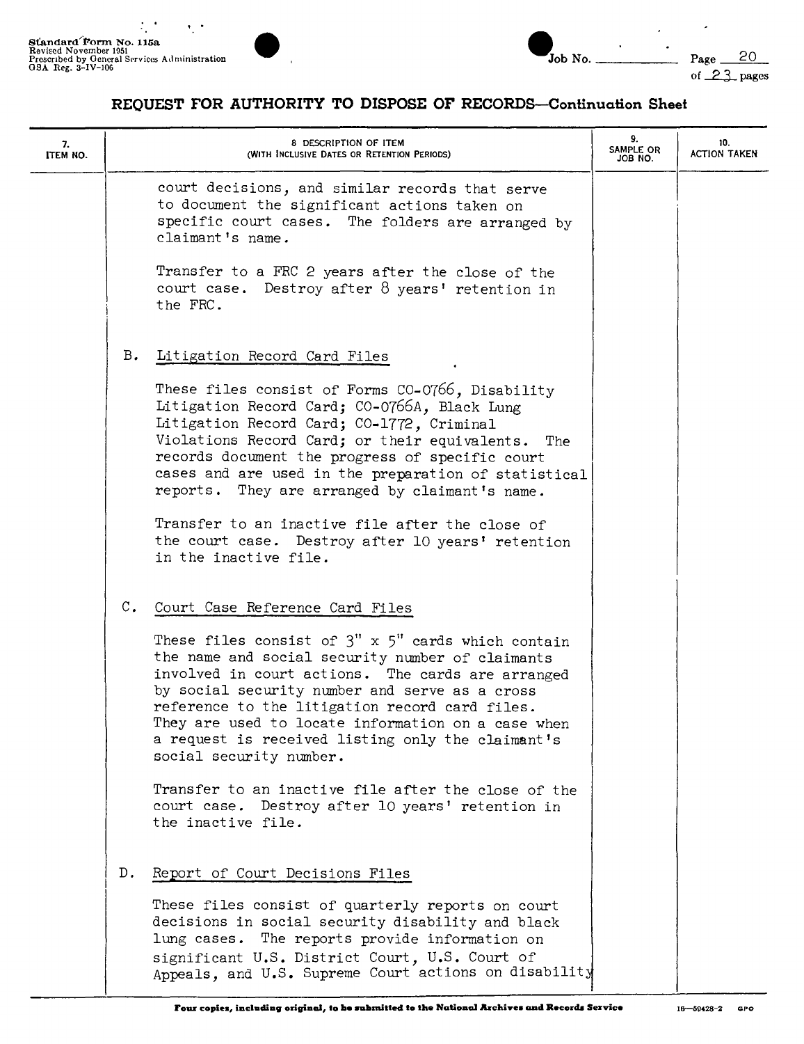Standard Form No. 115a
Revised November 1951
Prescribed by General Services Administration
GSA Reg. 3-IV-106

Job No. ______ Page 20 of 23 pages

## REQUEST FOR AUTHORITY TO DISPOSE OF RECORDS—Continuation Sheet

| 7. ITEM NO. | 8 DESCRIPTION OF ITEM (WITH INCLUSIVE DATES OR RETENTION PERIODS) | 9. SAMPLE OR JOB NO. | 10. ACTION TAKEN |
|---|---|---|---|

court decisions, and similar records that serve to document the significant actions taken on specific court cases. The folders are arranged by claimant's name.

Transfer to a FRC 2 years after the close of the court case. Destroy after 8 years' retention in the FRC.

B. Litigation Record Card Files

These files consist of Forms CO-0766, Disability Litigation Record Card; CO-0766A, Black Lung Litigation Record Card; CO-1772, Criminal Violations Record Card; or their equivalents. The records document the progress of specific court cases and are used in the preparation of statistical reports. They are arranged by claimant's name.

Transfer to an inactive file after the close of the court case. Destroy after 10 years' retention in the inactive file.

C. Court Case Reference Card Files

These files consist of 3" x 5" cards which contain the name and social security number of claimants involved in court actions. The cards are arranged by social security number and serve as a cross reference to the litigation record card files. They are used to locate information on a case when a request is received listing only the claimant's social security number.

Transfer to an inactive file after the close of the court case. Destroy after 10 years' retention in the inactive file.

D. Report of Court Decisions Files

These files consist of quarterly reports on court decisions in social security disability and black lung cases. The reports provide information on significant U.S. District Court, U.S. Court of Appeals, and U.S. Supreme Court actions on disability

Four copies, including original, to be submitted to the National Archives and Records Service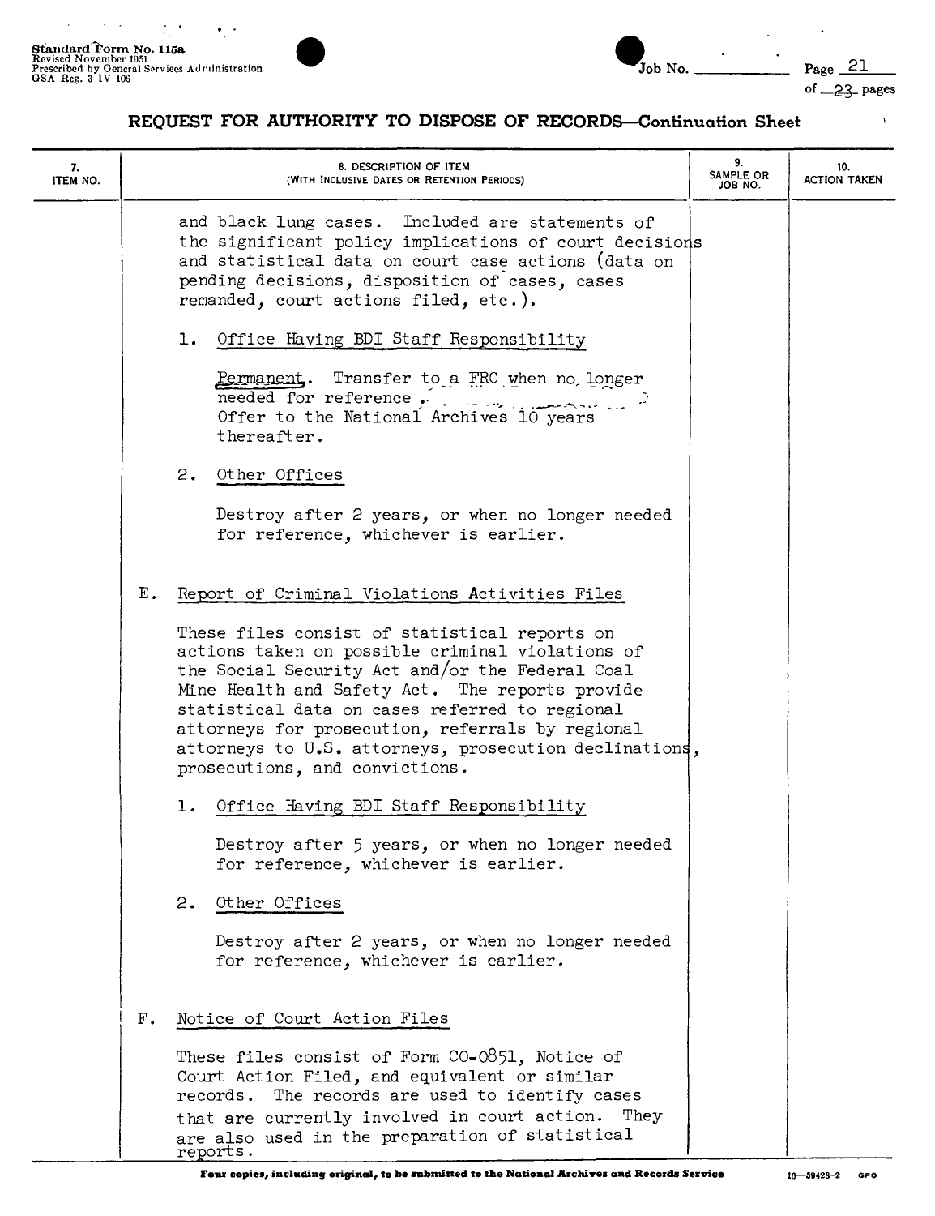## REQUEST FOR AUTHORITY TO DISPOSE OF RECORDS—Continuation Sheet

| 7. ITEM NO. | 8. DESCRIPTION OF ITEM (WITH INCLUSIVE DATES OR RETENTION PERIODS) | 9. SAMPLE OR JOB NO. | 10. ACTION TAKEN |
|---|---|---|---|

and black lung cases. Included are statements of the significant policy implications of court decisions and statistical data on court case actions (data on pending decisions, disposition of cases, cases remanded, court actions filed, etc.).

1. Office Having BDI Staff Responsibility

   Permanent. Transfer to a FRC when no longer needed for reference. Offer to the National Archives 10 years thereafter.

2. Other Offices

   Destroy after 2 years, or when no longer needed for reference, whichever is earlier.

E. Report of Criminal Violations Activities Files

These files consist of statistical reports on actions taken on possible criminal violations of the Social Security Act and/or the Federal Coal Mine Health and Safety Act. The reports provide statistical data on cases referred to regional attorneys for prosecution, referrals by regional attorneys to U.S. attorneys, prosecution declinations, prosecutions, and convictions.

1. Office Having BDI Staff Responsibility

   Destroy after 5 years, or when no longer needed for reference, whichever is earlier.

2. Other Offices

   Destroy after 2 years, or when no longer needed for reference, whichever is earlier.

F. Notice of Court Action Files

These files consist of Form CO-0851, Notice of Court Action Filed, and equivalent or similar records. The records are used to identify cases that are currently involved in court action. They are also used in the preparation of statistical reports.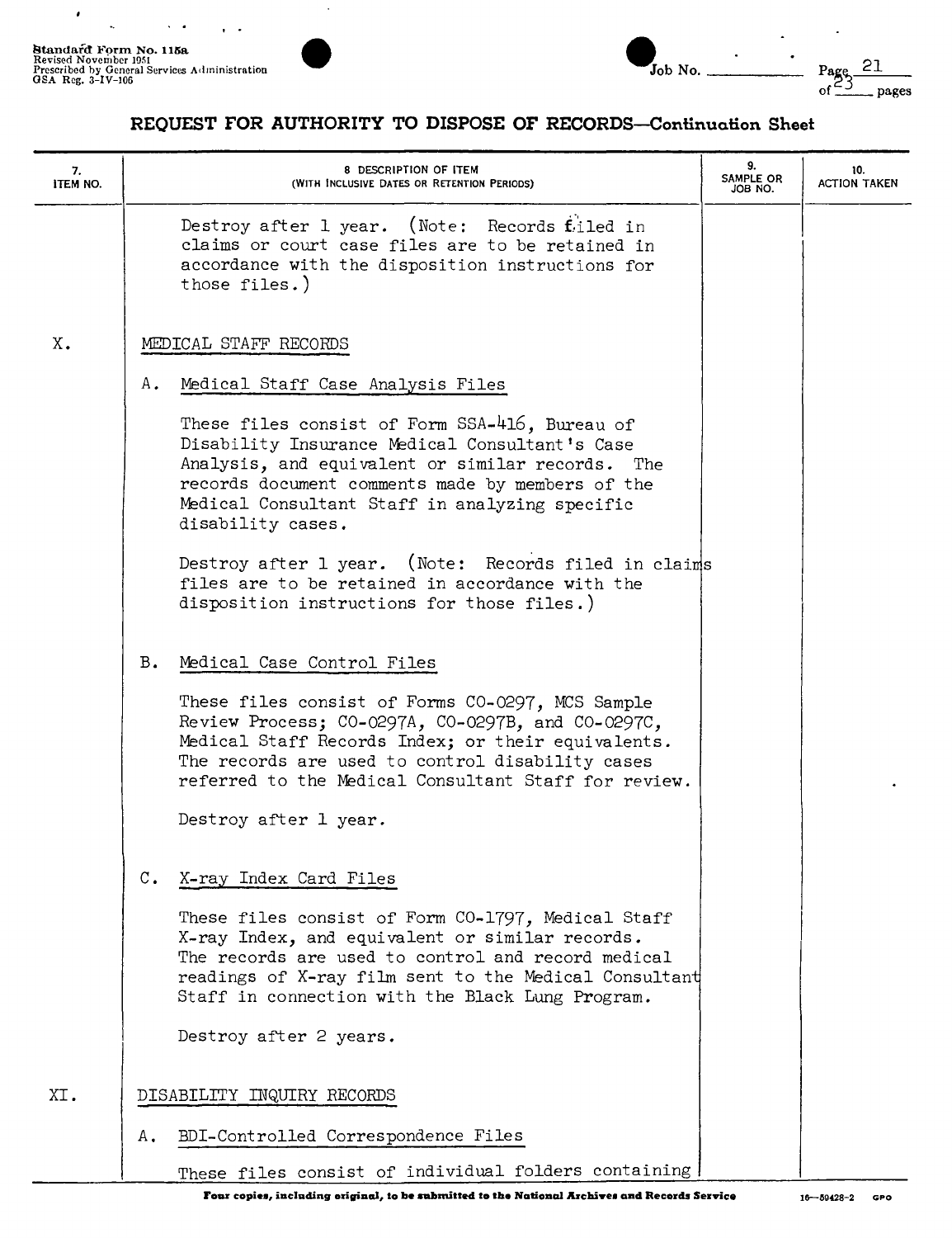Standard Form No. 115a
Revised November 1951
Prescribed by General Services Administration
GSA Reg. 3-IV-106

## REQUEST FOR AUTHORITY TO DISPOSE OF RECORDS—Continuation Sheet

| 7. ITEM NO. | 8. DESCRIPTION OF ITEM (WITH INCLUSIVE DATES OR RETENTION PERIODS) | 9. SAMPLE OR JOB NO. | 10. ACTION TAKEN |
|---|---|---|---|
| | Destroy after 1 year. (Note: Records filed in claims or court case files are to be retained in accordance with the disposition instructions for those files.) | | |
| X. | MEDICAL STAFF RECORDS | | |
| | A. Medical Staff Case Analysis Files<br><br>These files consist of Form SSA-416, Bureau of Disability Insurance Medical Consultant's Case Analysis, and equivalent or similar records. The records document comments made by members of the Medical Consultant Staff in analyzing specific disability cases.<br><br>Destroy after 1 year. (Note: Records filed in claims files are to be retained in accordance with the disposition instructions for those files.) | | |
| | B. Medical Case Control Files<br><br>These files consist of Forms CO-0297, MCS Sample Review Process; CO-0297A, CO-0297B, and CO-0297C, Medical Staff Records Index; or their equivalents. The records are used to control disability cases referred to the Medical Consultant Staff for review.<br><br>Destroy after 1 year. | | |
| | C. X-ray Index Card Files<br><br>These files consist of Form CO-1797, Medical Staff X-ray Index, and equivalent or similar records. The records are used to control and record medical readings of X-ray film sent to the Medical Consultant Staff in connection with the Black Lung Program.<br><br>Destroy after 2 years. | | |
| XI. | DISABILITY INQUIRY RECORDS | | |
| | A. BDI-Controlled Correspondence Files<br><br>These files consist of individual folders containing | | |

Four copies, including original, to be submitted to the National Archives and Records Service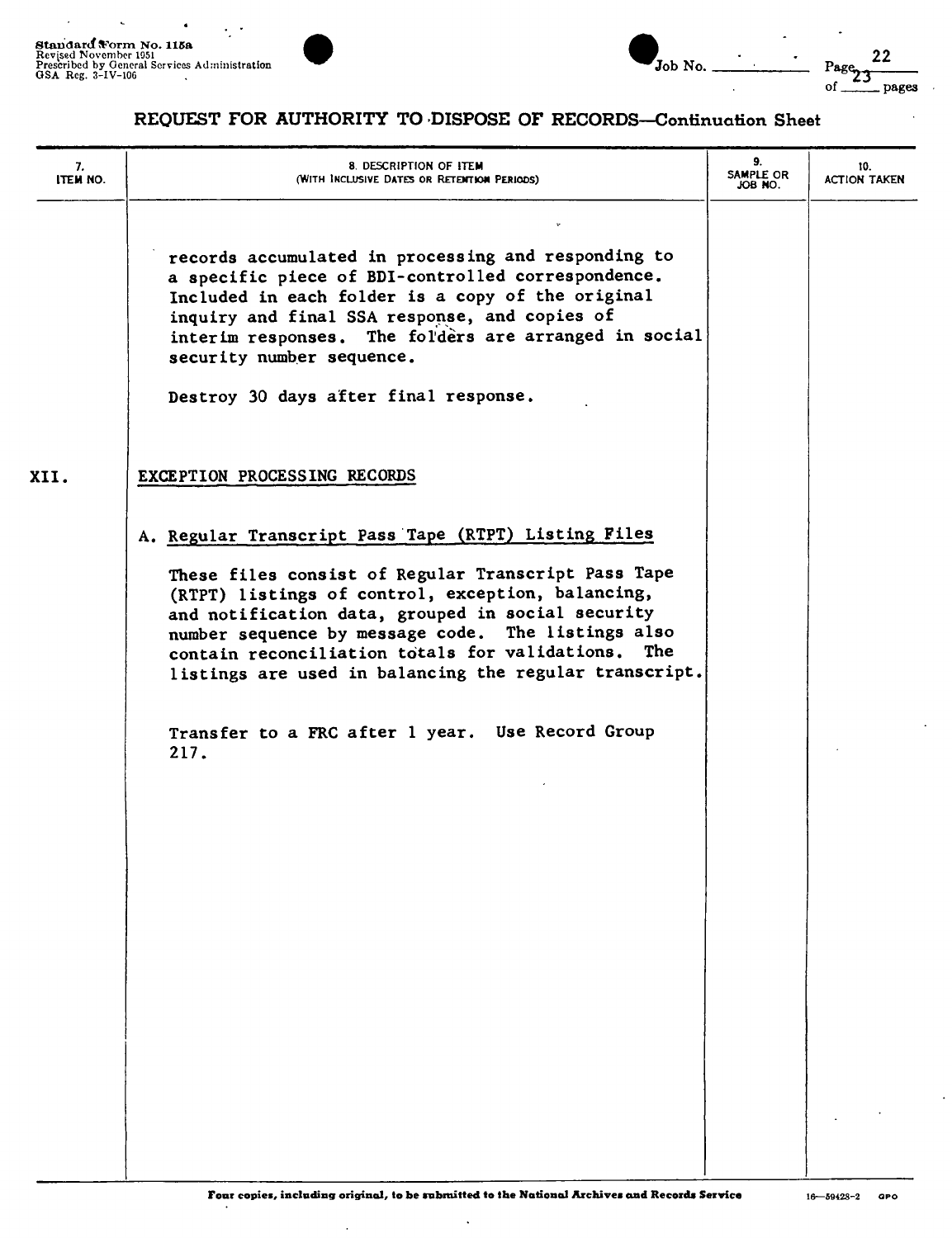**REQUEST FOR AUTHORITY TO DISPOSE OF RECORDS—Continuation Sheet**

| 7. ITEM NO. | 8. DESCRIPTION OF ITEM (WITH INCLUSIVE DATES OR RETENTION PERIODS) | 9. SAMPLE OR JOB NO. | 10. ACTION TAKEN |
|---|---|---|---|

records accumulated in processing and responding to a specific piece of BDI-controlled correspondence. Included in each folder is a copy of the original inquiry and final SSA response, and copies of interim responses. The folders are arranged in social security number sequence.

Destroy 30 days after final response.

XII. EXCEPTION PROCESSING RECORDS

A. Regular Transcript Pass Tape (RTPT) Listing Files

These files consist of Regular Transcript Pass Tape (RTPT) listings of control, exception, balancing, and notification data, grouped in social security number sequence by message code. The listings also contain reconciliation totals for validations. The listings are used in balancing the regular transcript.

Transfer to a FRC after 1 year. Use Record Group 217.

Four copies, including original, to be submitted to the National Archives and Records Service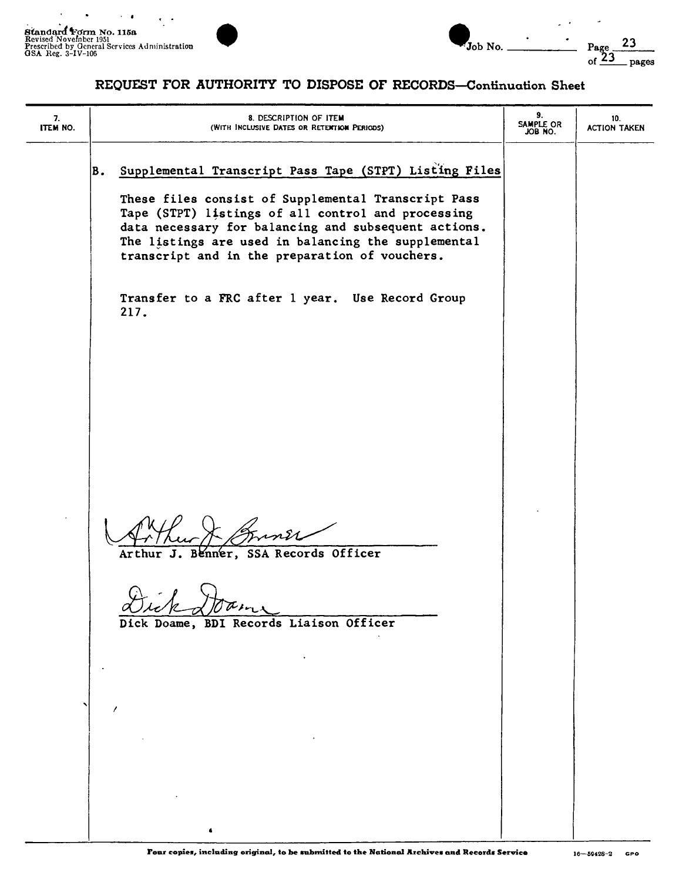Standard Form No. 115a
Revised November 1951
Prescribed by General Services Administration
GSA Reg. 3-IV-106

Job No. \_\_\_\_\_\_

Page 23 of 23 pages

## REQUEST FOR AUTHORITY TO DISPOSE OF RECORDS—Continuation Sheet

| 7. ITEM NO. | 8. DESCRIPTION OF ITEM (WITH INCLUSIVE DATES OR RETENTION PERIODS) | 9. SAMPLE OR JOB NO. | 10. ACTION TAKEN |
| --- | --- | --- | --- |
| | B. Supplemental Transcript Pass Tape (STPT) Listing Files<br><br>These files consist of Supplemental Transcript Pass Tape (STPT) listings of all control and processing data necessary for balancing and subsequent actions. The listings are used in balancing the supplemental transcript and in the preparation of vouchers.<br><br>Transfer to a FRC after 1 year. Use Record Group 217. | | |

Arthur J. Benner, SSA Records Officer

Dick Doame, BDI Records Liaison Officer

Four copies, including original, to be submitted to the National Archives and Records Service

16—59428-2 GPO